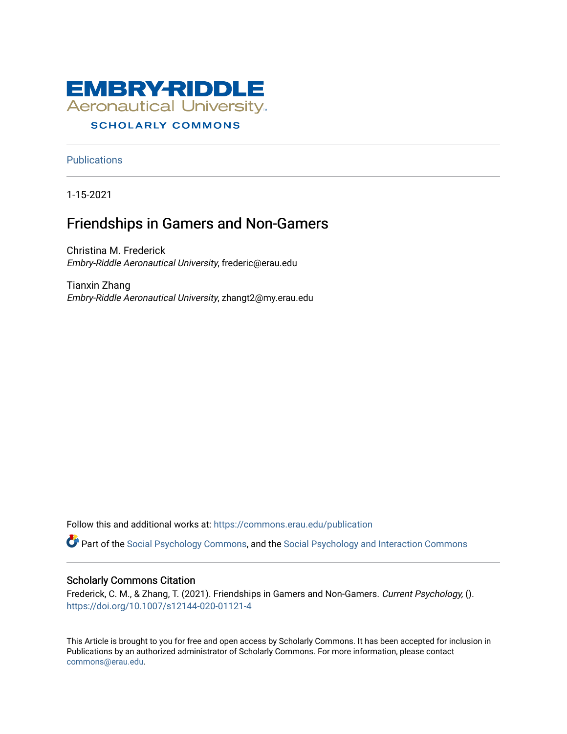EMBRY-RIDDLE
Aeronautical University
SCHOLARLY COMMONS

Publications

1-15-2021

# Friendships in Gamers and Non-Gamers

Christina M. Frederick
*Embry-Riddle Aeronautical University*, frederic@erau.edu

Tianxin Zhang
*Embry-Riddle Aeronautical University*, zhangt2@my.erau.edu

Follow this and additional works at: https://commons.erau.edu/publication

Part of the Social Psychology Commons, and the Social Psychology and Interaction Commons

## Scholarly Commons Citation

Frederick, C. M., & Zhang, T. (2021). Friendships in Gamers and Non-Gamers. *Current Psychology,* ().
https://doi.org/10.1007/s12144-020-01121-4

This Article is brought to you for free and open access by Scholarly Commons. It has been accepted for inclusion in Publications by an authorized administrator of Scholarly Commons. For more information, please contact commons@erau.edu.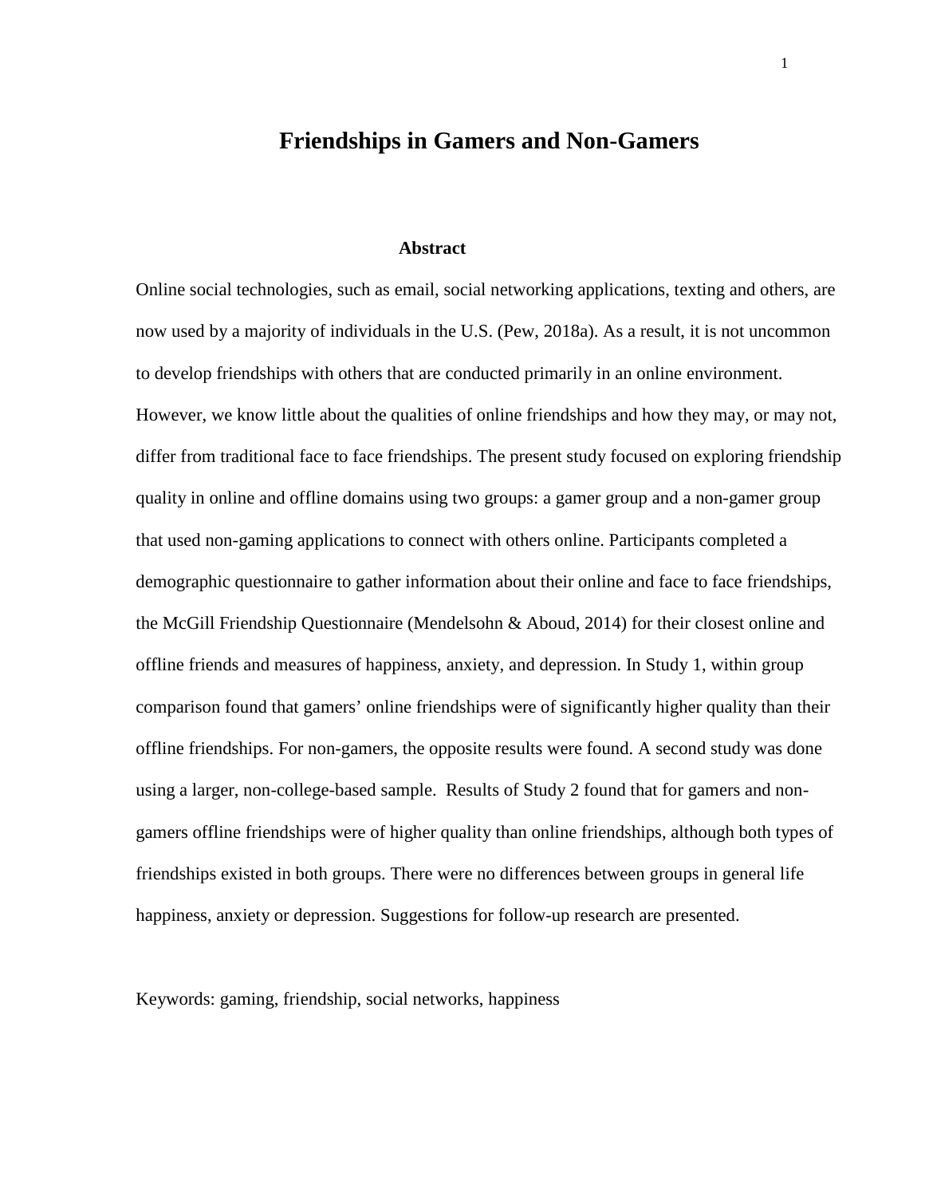# Friendships in Gamers and Non-Gamers

### Abstract

Online social technologies, such as email, social networking applications, texting and others, are now used by a majority of individuals in the U.S. (Pew, 2018a). As a result, it is not uncommon to develop friendships with others that are conducted primarily in an online environment. However, we know little about the qualities of online friendships and how they may, or may not, differ from traditional face to face friendships. The present study focused on exploring friendship quality in online and offline domains using two groups: a gamer group and a non-gamer group that used non-gaming applications to connect with others online. Participants completed a demographic questionnaire to gather information about their online and face to face friendships, the McGill Friendship Questionnaire (Mendelsohn & Aboud, 2014) for their closest online and offline friends and measures of happiness, anxiety, and depression. In Study 1, within group comparison found that gamers' online friendships were of significantly higher quality than their offline friendships. For non-gamers, the opposite results were found. A second study was done using a larger, non-college-based sample. Results of Study 2 found that for gamers and non-gamers offline friendships were of higher quality than online friendships, although both types of friendships existed in both groups. There were no differences between groups in general life happiness, anxiety or depression. Suggestions for follow-up research are presented.

Keywords: gaming, friendship, social networks, happiness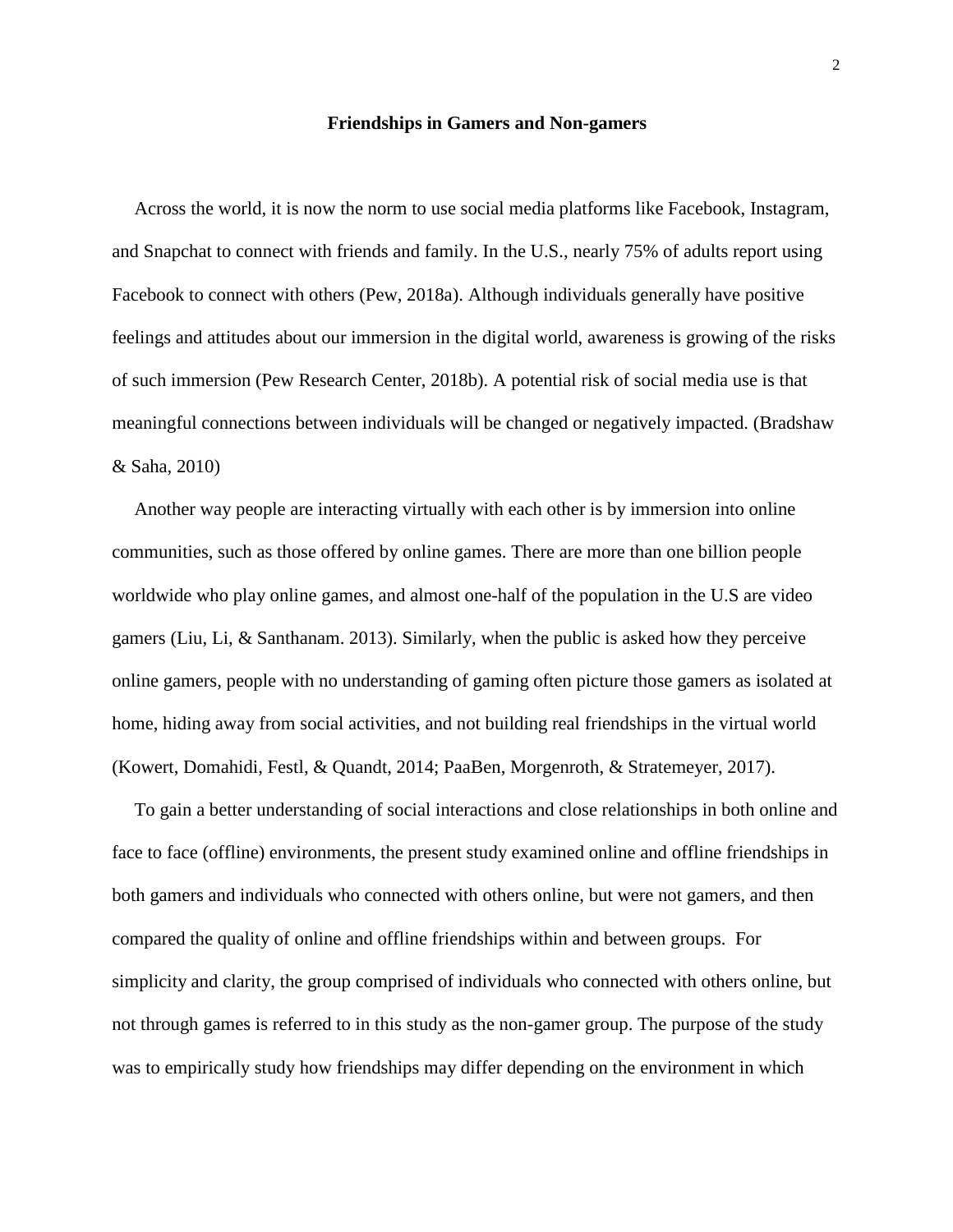# Friendships in Gamers and Non-gamers

Across the world, it is now the norm to use social media platforms like Facebook, Instagram, and Snapchat to connect with friends and family. In the U.S., nearly 75% of adults report using Facebook to connect with others (Pew, 2018a). Although individuals generally have positive feelings and attitudes about our immersion in the digital world, awareness is growing of the risks of such immersion (Pew Research Center, 2018b). A potential risk of social media use is that meaningful connections between individuals will be changed or negatively impacted. (Bradshaw & Saha, 2010)

Another way people are interacting virtually with each other is by immersion into online communities, such as those offered by online games. There are more than one billion people worldwide who play online games, and almost one-half of the population in the U.S are video gamers (Liu, Li, & Santhanam. 2013). Similarly, when the public is asked how they perceive online gamers, people with no understanding of gaming often picture those gamers as isolated at home, hiding away from social activities, and not building real friendships in the virtual world (Kowert, Domahidi, Festl, & Quandt, 2014; PaaBen, Morgenroth, & Stratemeyer, 2017).

To gain a better understanding of social interactions and close relationships in both online and face to face (offline) environments, the present study examined online and offline friendships in both gamers and individuals who connected with others online, but were not gamers, and then compared the quality of online and offline friendships within and between groups. For simplicity and clarity, the group comprised of individuals who connected with others online, but not through games is referred to in this study as the non-gamer group. The purpose of the study was to empirically study how friendships may differ depending on the environment in which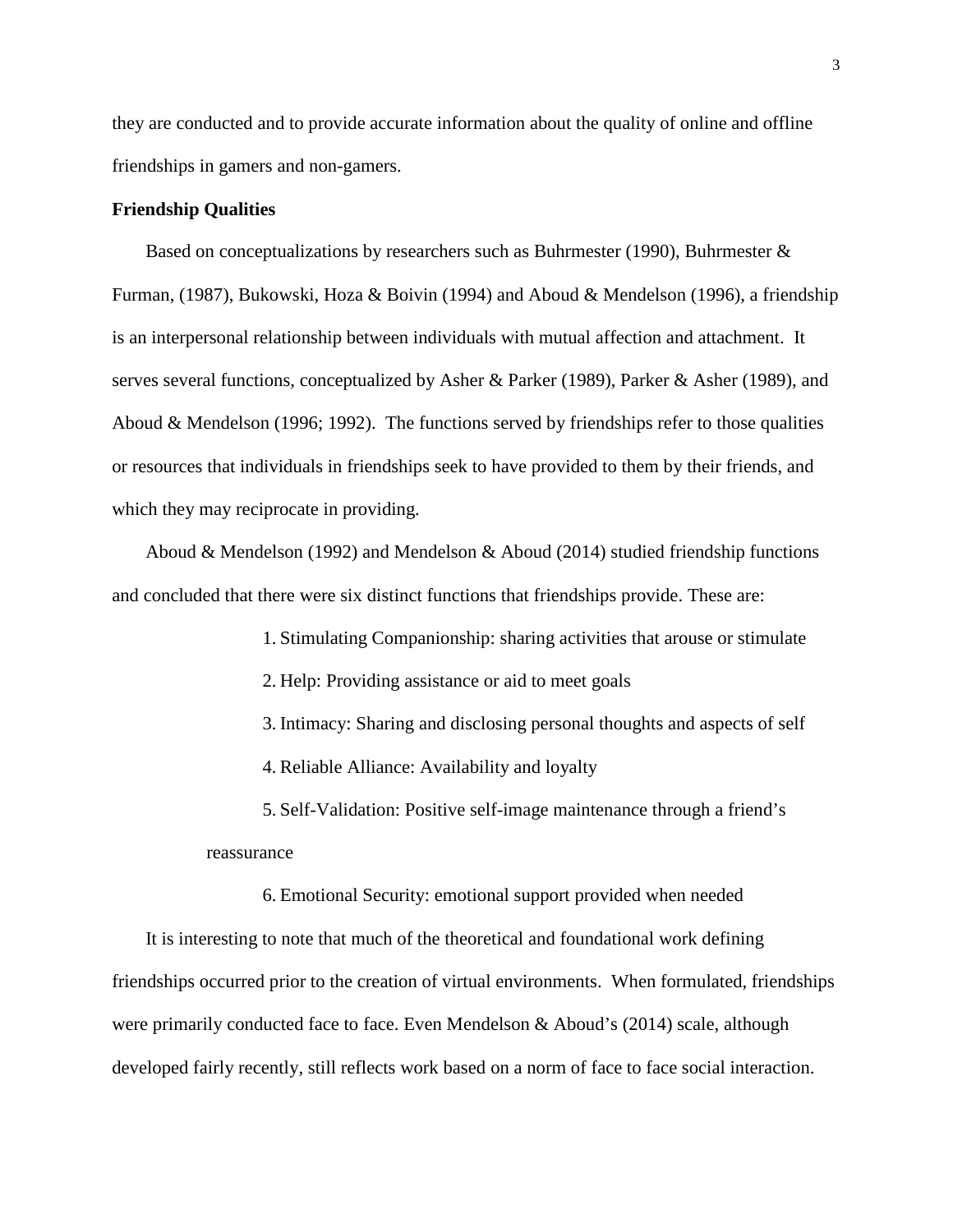they are conducted and to provide accurate information about the quality of online and offline friendships in gamers and non-gamers.

**Friendship Qualities**

Based on conceptualizations by researchers such as Buhrmester (1990), Buhrmester & Furman, (1987), Bukowski, Hoza & Boivin (1994) and Aboud & Mendelson (1996), a friendship is an interpersonal relationship between individuals with mutual affection and attachment. It serves several functions, conceptualized by Asher & Parker (1989), Parker & Asher (1989), and Aboud & Mendelson (1996; 1992). The functions served by friendships refer to those qualities or resources that individuals in friendships seek to have provided to them by their friends, and which they may reciprocate in providing.

Aboud & Mendelson (1992) and Mendelson & Aboud (2014) studied friendship functions and concluded that there were six distinct functions that friendships provide. These are:

1. Stimulating Companionship: sharing activities that arouse or stimulate
2. Help: Providing assistance or aid to meet goals
3. Intimacy: Sharing and disclosing personal thoughts and aspects of self
4. Reliable Alliance: Availability and loyalty
5. Self-Validation: Positive self-image maintenance through a friend's reassurance
6. Emotional Security: emotional support provided when needed

It is interesting to note that much of the theoretical and foundational work defining friendships occurred prior to the creation of virtual environments. When formulated, friendships were primarily conducted face to face. Even Mendelson & Aboud's (2014) scale, although developed fairly recently, still reflects work based on a norm of face to face social interaction.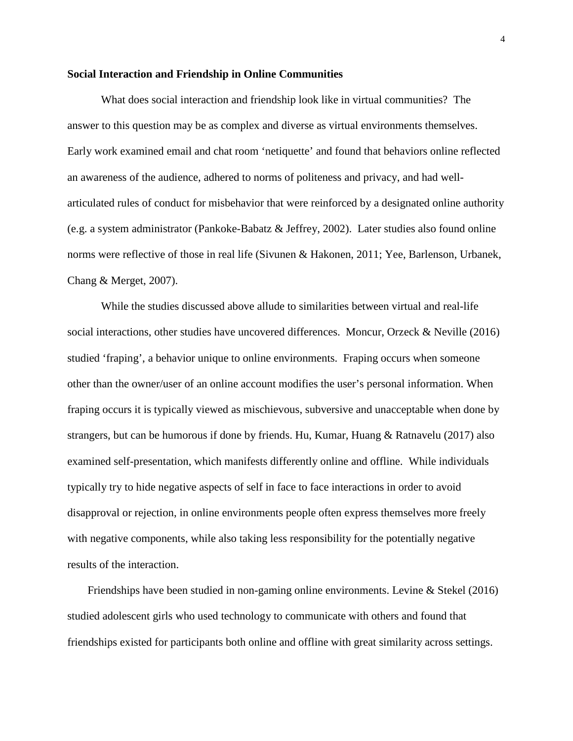**Social Interaction and Friendship in Online Communities**

What does social interaction and friendship look like in virtual communities? The answer to this question may be as complex and diverse as virtual environments themselves. Early work examined email and chat room 'netiquette' and found that behaviors online reflected an awareness of the audience, adhered to norms of politeness and privacy, and had well-articulated rules of conduct for misbehavior that were reinforced by a designated online authority (e.g. a system administrator (Pankoke-Babatz & Jeffrey, 2002). Later studies also found online norms were reflective of those in real life (Sivunen & Hakonen, 2011; Yee, Barlenson, Urbanek, Chang & Merget, 2007).

While the studies discussed above allude to similarities between virtual and real-life social interactions, other studies have uncovered differences. Moncur, Orzeck & Neville (2016) studied 'fraping', a behavior unique to online environments. Fraping occurs when someone other than the owner/user of an online account modifies the user's personal information. When fraping occurs it is typically viewed as mischievous, subversive and unacceptable when done by strangers, but can be humorous if done by friends. Hu, Kumar, Huang & Ratnavelu (2017) also examined self-presentation, which manifests differently online and offline. While individuals typically try to hide negative aspects of self in face to face interactions in order to avoid disapproval or rejection, in online environments people often express themselves more freely with negative components, while also taking less responsibility for the potentially negative results of the interaction.

Friendships have been studied in non-gaming online environments. Levine & Stekel (2016) studied adolescent girls who used technology to communicate with others and found that friendships existed for participants both online and offline with great similarity across settings.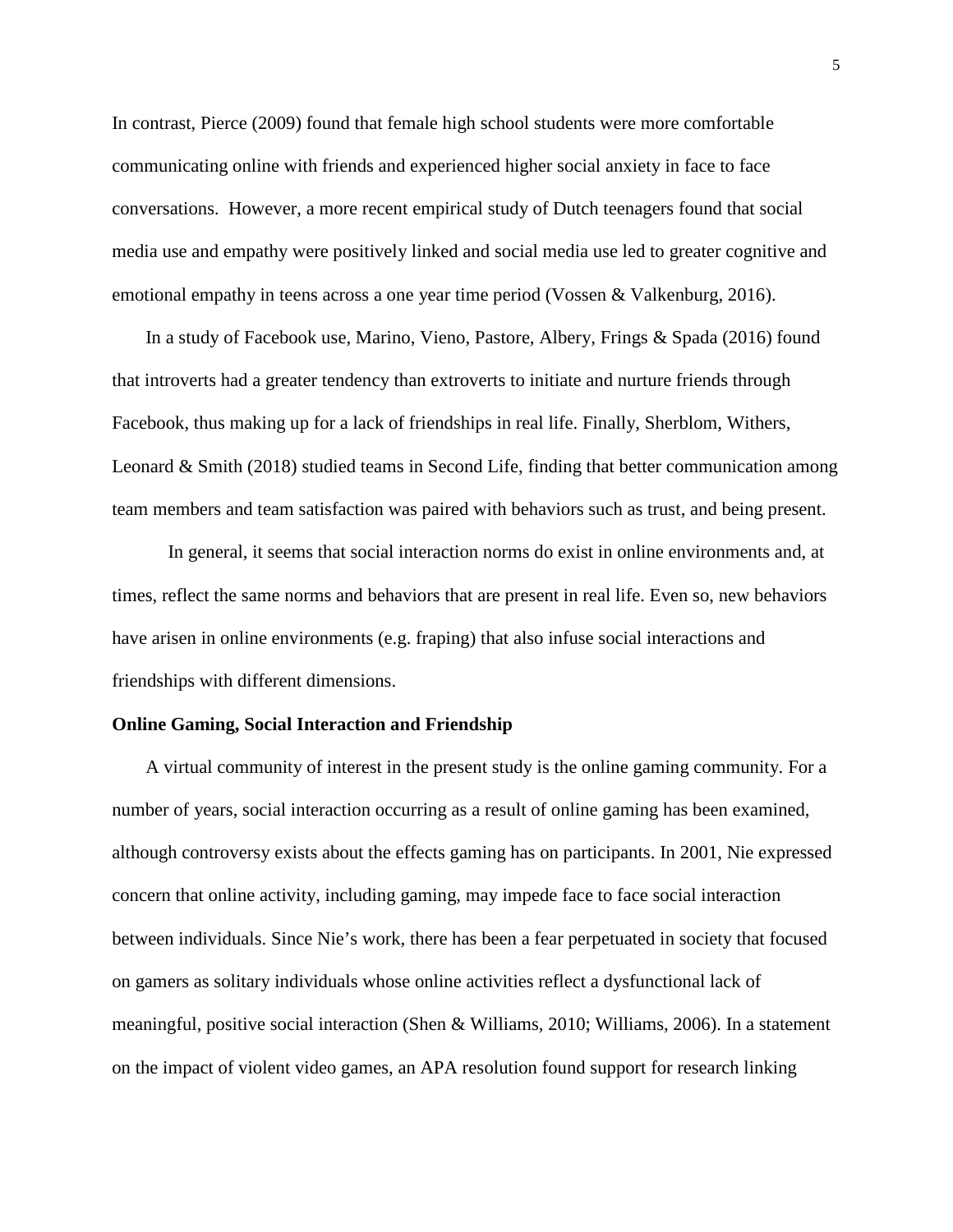In contrast, Pierce (2009) found that female high school students were more comfortable communicating online with friends and experienced higher social anxiety in face to face conversations.  However, a more recent empirical study of Dutch teenagers found that social media use and empathy were positively linked and social media use led to greater cognitive and emotional empathy in teens across a one year time period (Vossen & Valkenburg, 2016).

In a study of Facebook use, Marino, Vieno, Pastore, Albery, Frings & Spada (2016) found that introverts had a greater tendency than extroverts to initiate and nurture friends through Facebook, thus making up for a lack of friendships in real life. Finally, Sherblom, Withers, Leonard & Smith (2018) studied teams in Second Life, finding that better communication among team members and team satisfaction was paired with behaviors such as trust, and being present.

In general, it seems that social interaction norms do exist in online environments and, at times, reflect the same norms and behaviors that are present in real life. Even so, new behaviors have arisen in online environments (e.g. fraping) that also infuse social interactions and friendships with different dimensions.

**Online Gaming, Social Interaction and Friendship**

A virtual community of interest in the present study is the online gaming community. For a number of years, social interaction occurring as a result of online gaming has been examined, although controversy exists about the effects gaming has on participants. In 2001, Nie expressed concern that online activity, including gaming, may impede face to face social interaction between individuals. Since Nie's work, there has been a fear perpetuated in society that focused on gamers as solitary individuals whose online activities reflect a dysfunctional lack of meaningful, positive social interaction (Shen & Williams, 2010; Williams, 2006). In a statement on the impact of violent video games, an APA resolution found support for research linking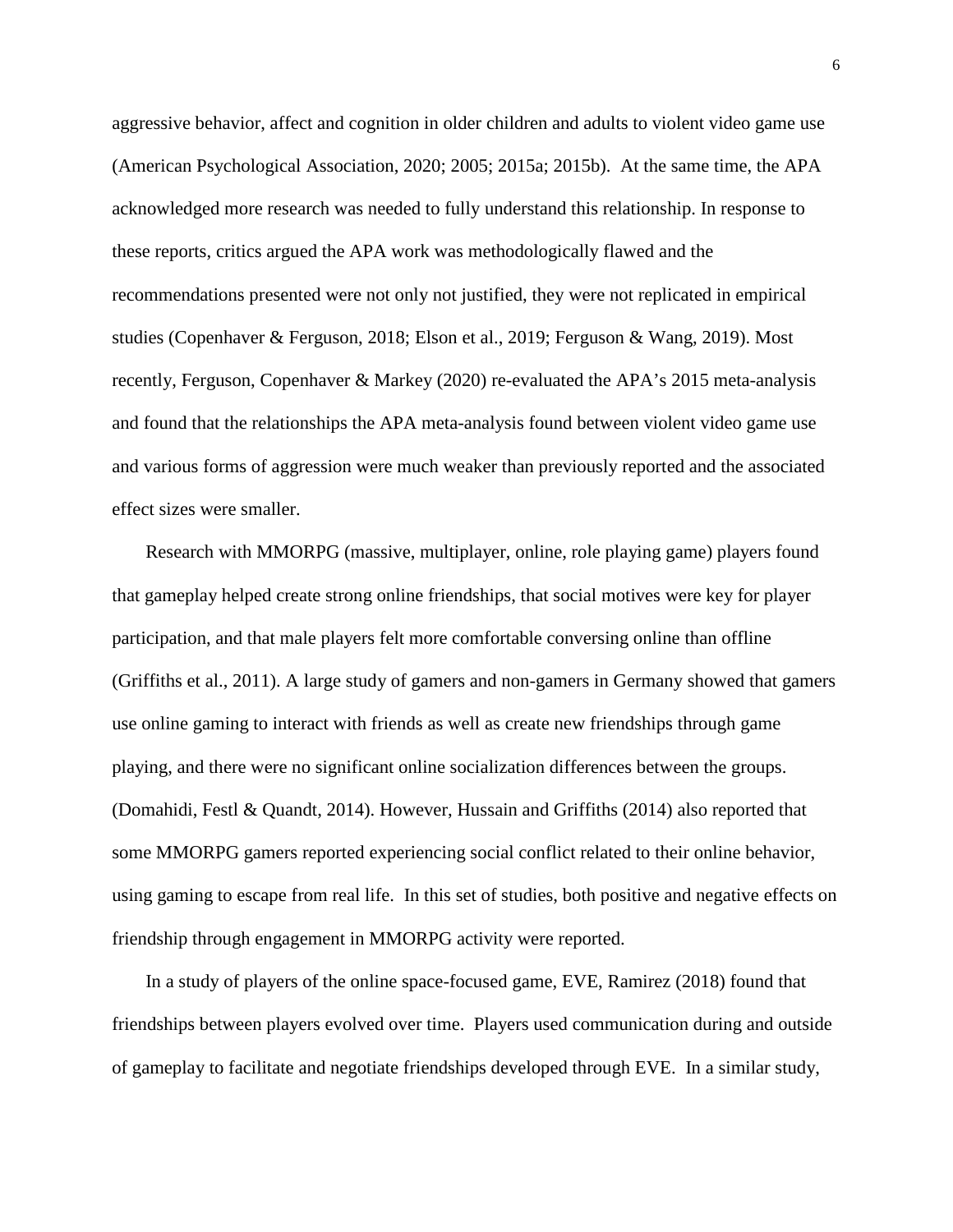aggressive behavior, affect and cognition in older children and adults to violent video game use (American Psychological Association, 2020; 2005; 2015a; 2015b). At the same time, the APA acknowledged more research was needed to fully understand this relationship. In response to these reports, critics argued the APA work was methodologically flawed and the recommendations presented were not only not justified, they were not replicated in empirical studies (Copenhaver & Ferguson, 2018; Elson et al., 2019; Ferguson & Wang, 2019). Most recently, Ferguson, Copenhaver & Markey (2020) re-evaluated the APA's 2015 meta-analysis and found that the relationships the APA meta-analysis found between violent video game use and various forms of aggression were much weaker than previously reported and the associated effect sizes were smaller.

Research with MMORPG (massive, multiplayer, online, role playing game) players found that gameplay helped create strong online friendships, that social motives were key for player participation, and that male players felt more comfortable conversing online than offline (Griffiths et al., 2011). A large study of gamers and non-gamers in Germany showed that gamers use online gaming to interact with friends as well as create new friendships through game playing, and there were no significant online socialization differences between the groups. (Domahidi, Festl & Quandt, 2014). However, Hussain and Griffiths (2014) also reported that some MMORPG gamers reported experiencing social conflict related to their online behavior, using gaming to escape from real life. In this set of studies, both positive and negative effects on friendship through engagement in MMORPG activity were reported.

In a study of players of the online space-focused game, EVE, Ramirez (2018) found that friendships between players evolved over time. Players used communication during and outside of gameplay to facilitate and negotiate friendships developed through EVE. In a similar study,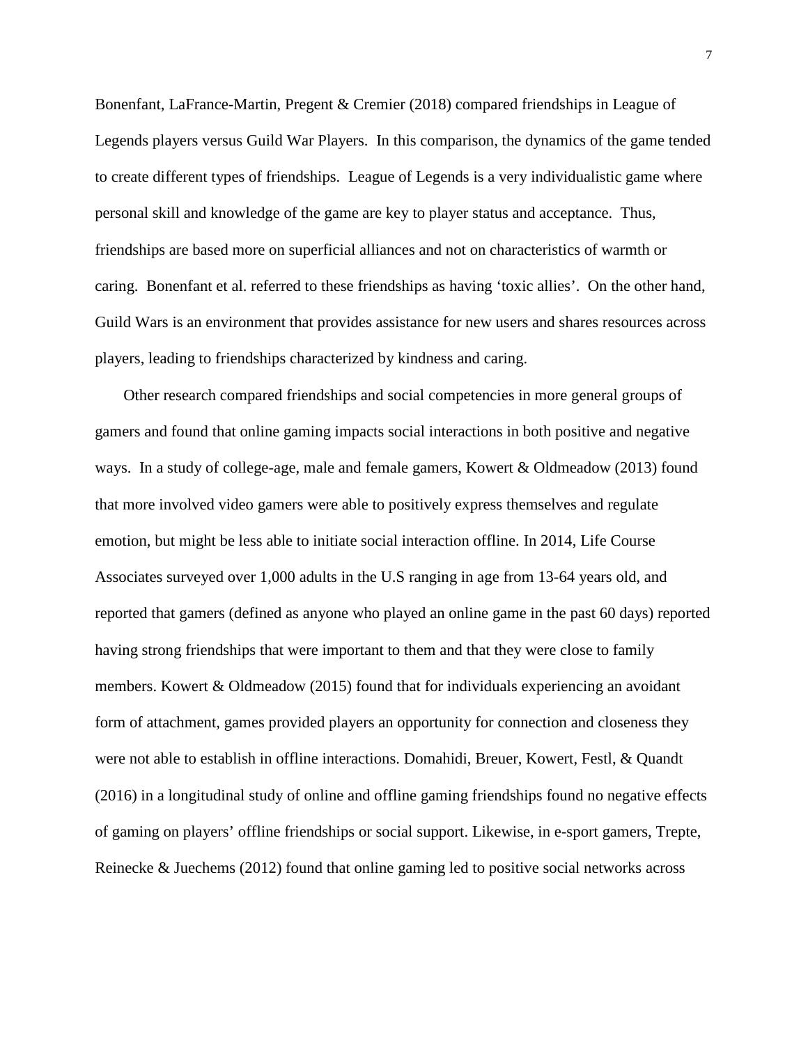Bonenfant, LaFrance-Martin, Pregent & Cremier (2018) compared friendships in League of Legends players versus Guild War Players. In this comparison, the dynamics of the game tended to create different types of friendships. League of Legends is a very individualistic game where personal skill and knowledge of the game are key to player status and acceptance. Thus, friendships are based more on superficial alliances and not on characteristics of warmth or caring. Bonenfant et al. referred to these friendships as having 'toxic allies'. On the other hand, Guild Wars is an environment that provides assistance for new users and shares resources across players, leading to friendships characterized by kindness and caring.

Other research compared friendships and social competencies in more general groups of gamers and found that online gaming impacts social interactions in both positive and negative ways. In a study of college-age, male and female gamers, Kowert & Oldmeadow (2013) found that more involved video gamers were able to positively express themselves and regulate emotion, but might be less able to initiate social interaction offline. In 2014, Life Course Associates surveyed over 1,000 adults in the U.S ranging in age from 13-64 years old, and reported that gamers (defined as anyone who played an online game in the past 60 days) reported having strong friendships that were important to them and that they were close to family members. Kowert & Oldmeadow (2015) found that for individuals experiencing an avoidant form of attachment, games provided players an opportunity for connection and closeness they were not able to establish in offline interactions. Domahidi, Breuer, Kowert, Festl, & Quandt (2016) in a longitudinal study of online and offline gaming friendships found no negative effects of gaming on players' offline friendships or social support. Likewise, in e-sport gamers, Trepte, Reinecke & Juechems (2012) found that online gaming led to positive social networks across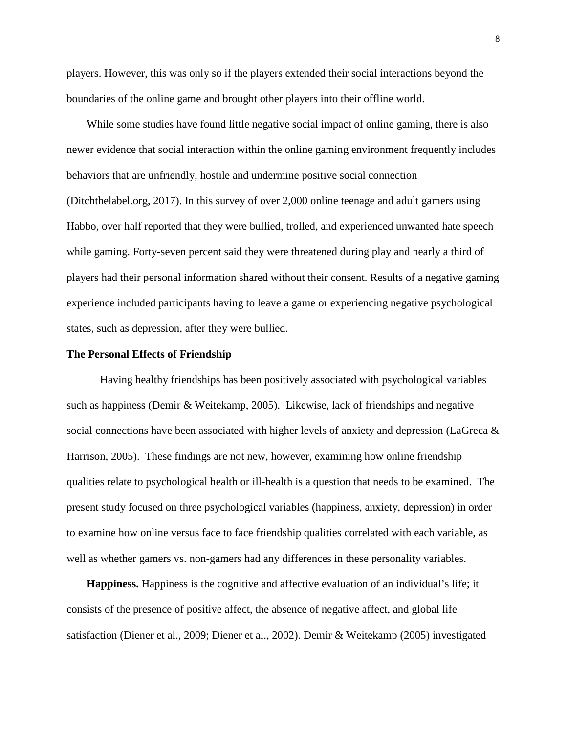players. However, this was only so if the players extended their social interactions beyond the boundaries of the online game and brought other players into their offline world.

While some studies have found little negative social impact of online gaming, there is also newer evidence that social interaction within the online gaming environment frequently includes behaviors that are unfriendly, hostile and undermine positive social connection (Ditchthelabel.org, 2017). In this survey of over 2,000 online teenage and adult gamers using Habbo, over half reported that they were bullied, trolled, and experienced unwanted hate speech while gaming. Forty-seven percent said they were threatened during play and nearly a third of players had their personal information shared without their consent. Results of a negative gaming experience included participants having to leave a game or experiencing negative psychological states, such as depression, after they were bullied.

## The Personal Effects of Friendship

Having healthy friendships has been positively associated with psychological variables such as happiness (Demir & Weitekamp, 2005). Likewise, lack of friendships and negative social connections have been associated with higher levels of anxiety and depression (LaGreca & Harrison, 2005). These findings are not new, however, examining how online friendship qualities relate to psychological health or ill-health is a question that needs to be examined. The present study focused on three psychological variables (happiness, anxiety, depression) in order to examine how online versus face to face friendship qualities correlated with each variable, as well as whether gamers vs. non-gamers had any differences in these personality variables.

**Happiness.** Happiness is the cognitive and affective evaluation of an individual's life; it consists of the presence of positive affect, the absence of negative affect, and global life satisfaction (Diener et al., 2009; Diener et al., 2002). Demir & Weitekamp (2005) investigated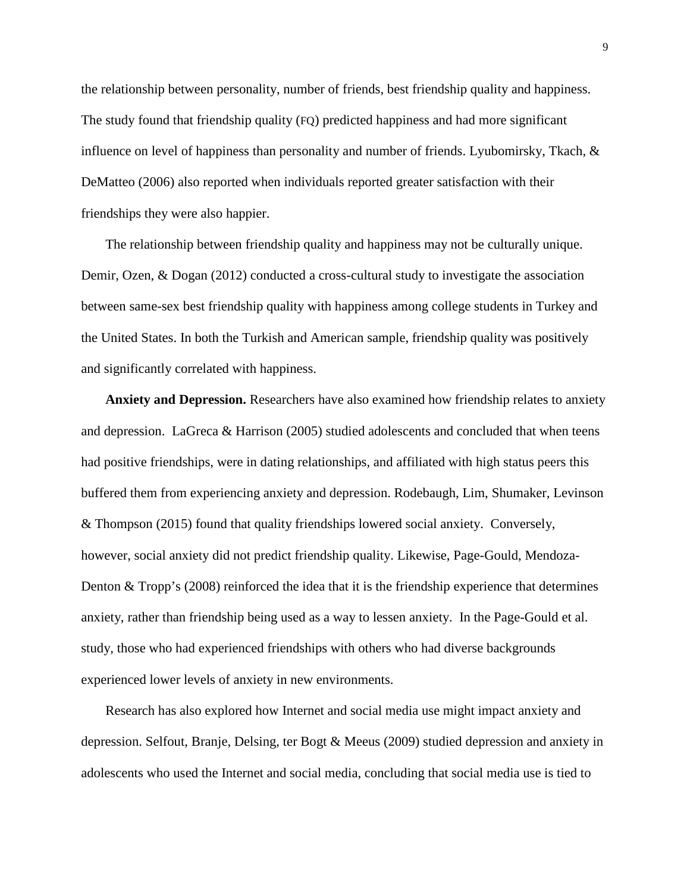the relationship between personality, number of friends, best friendship quality and happiness. The study found that friendship quality (FQ) predicted happiness and had more significant influence on level of happiness than personality and number of friends. Lyubomirsky, Tkach, & DeMatteo (2006) also reported when individuals reported greater satisfaction with their friendships they were also happier.

The relationship between friendship quality and happiness may not be culturally unique. Demir, Ozen, & Dogan (2012) conducted a cross-cultural study to investigate the association between same-sex best friendship quality with happiness among college students in Turkey and the United States. In both the Turkish and American sample, friendship quality was positively and significantly correlated with happiness.

**Anxiety and Depression.** Researchers have also examined how friendship relates to anxiety and depression. LaGreca & Harrison (2005) studied adolescents and concluded that when teens had positive friendships, were in dating relationships, and affiliated with high status peers this buffered them from experiencing anxiety and depression. Rodebaugh, Lim, Shumaker, Levinson & Thompson (2015) found that quality friendships lowered social anxiety. Conversely, however, social anxiety did not predict friendship quality. Likewise, Page-Gould, Mendoza-Denton & Tropp's (2008) reinforced the idea that it is the friendship experience that determines anxiety, rather than friendship being used as a way to lessen anxiety. In the Page-Gould et al. study, those who had experienced friendships with others who had diverse backgrounds experienced lower levels of anxiety in new environments.

Research has also explored how Internet and social media use might impact anxiety and depression. Selfout, Branje, Delsing, ter Bogt & Meeus (2009) studied depression and anxiety in adolescents who used the Internet and social media, concluding that social media use is tied to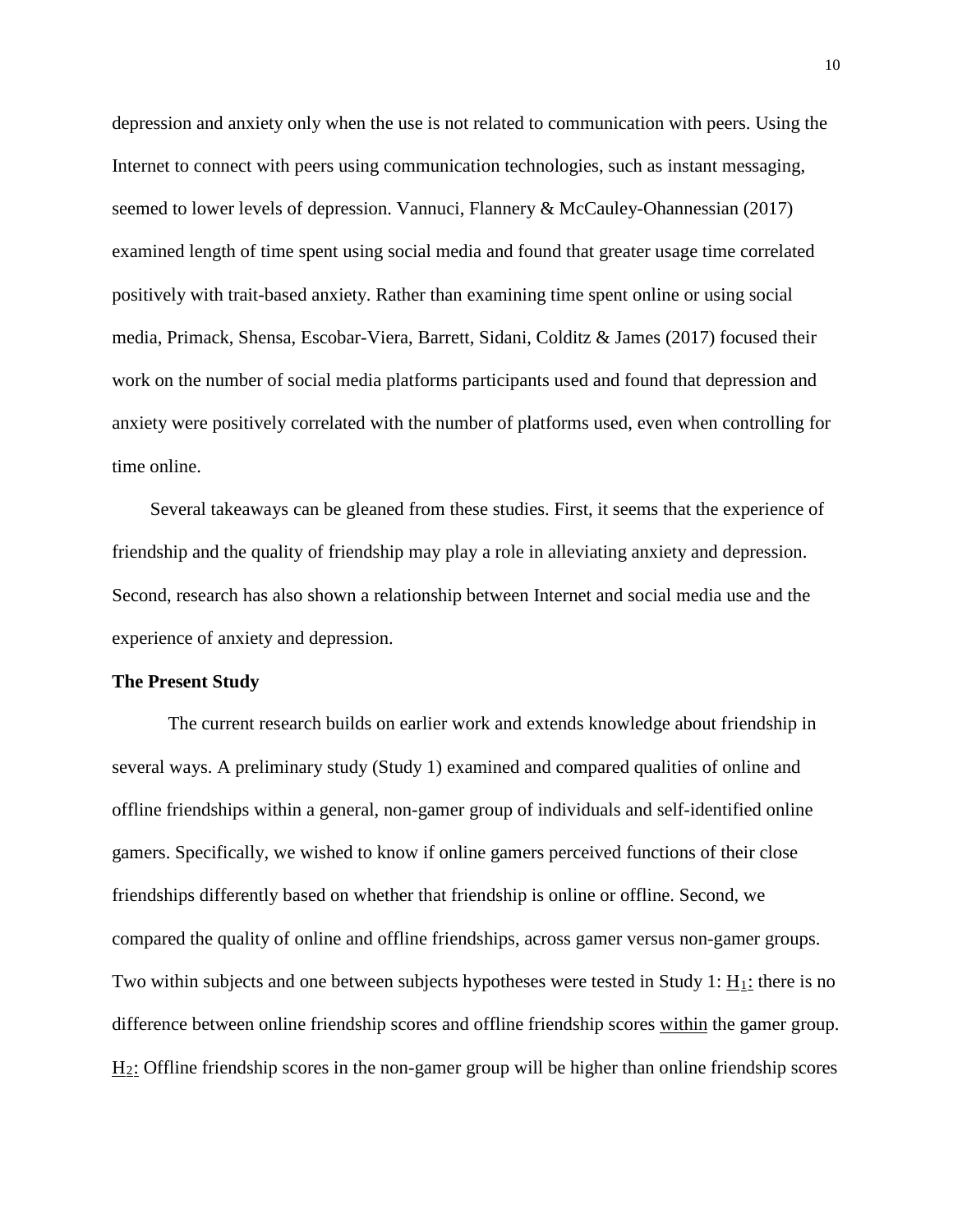depression and anxiety only when the use is not related to communication with peers. Using the Internet to connect with peers using communication technologies, such as instant messaging, seemed to lower levels of depression. Vannuci, Flannery & McCauley-Ohannessian (2017) examined length of time spent using social media and found that greater usage time correlated positively with trait-based anxiety. Rather than examining time spent online or using social media, Primack, Shensa, Escobar-Viera, Barrett, Sidani, Colditz & James (2017) focused their work on the number of social media platforms participants used and found that depression and anxiety were positively correlated with the number of platforms used, even when controlling for time online.

Several takeaways can be gleaned from these studies. First, it seems that the experience of friendship and the quality of friendship may play a role in alleviating anxiety and depression. Second, research has also shown a relationship between Internet and social media use and the experience of anxiety and depression.

**The Present Study**

The current research builds on earlier work and extends knowledge about friendship in several ways. A preliminary study (Study 1) examined and compared qualities of online and offline friendships within a general, non-gamer group of individuals and self-identified online gamers. Specifically, we wished to know if online gamers perceived functions of their close friendships differently based on whether that friendship is online or offline. Second, we compared the quality of online and offline friendships, across gamer versus non-gamer groups. Two within subjects and one between subjects hypotheses were tested in Study 1: $H_1$: there is no difference between online friendship scores and offline friendship scores within the gamer group. $H_2$: Offline friendship scores in the non-gamer group will be higher than online friendship scores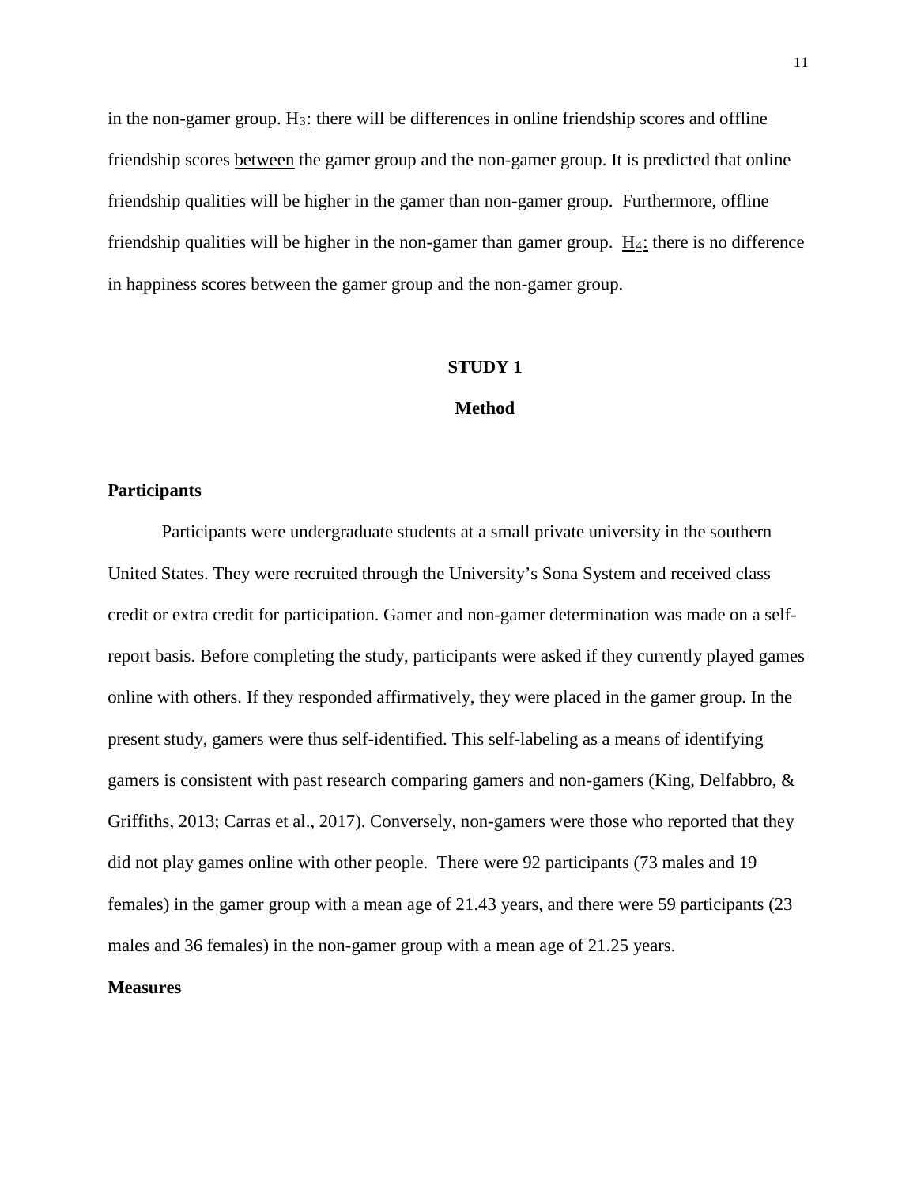in the non-gamer group. $H_3$: there will be differences in online friendship scores and offline friendship scores between the gamer group and the non-gamer group. It is predicted that online friendship qualities will be higher in the gamer than non-gamer group. Furthermore, offline friendship qualities will be higher in the non-gamer than gamer group. $H_4$: there is no difference in happiness scores between the gamer group and the non-gamer group.

# STUDY 1

## Method

### Participants

Participants were undergraduate students at a small private university in the southern United States. They were recruited through the University's Sona System and received class credit or extra credit for participation. Gamer and non-gamer determination was made on a self-report basis. Before completing the study, participants were asked if they currently played games online with others. If they responded affirmatively, they were placed in the gamer group. In the present study, gamers were thus self-identified. This self-labeling as a means of identifying gamers is consistent with past research comparing gamers and non-gamers (King, Delfabbro, & Griffiths, 2013; Carras et al., 2017). Conversely, non-gamers were those who reported that they did not play games online with other people. There were 92 participants (73 males and 19 females) in the gamer group with a mean age of 21.43 years, and there were 59 participants (23 males and 36 females) in the non-gamer group with a mean age of 21.25 years.

### Measures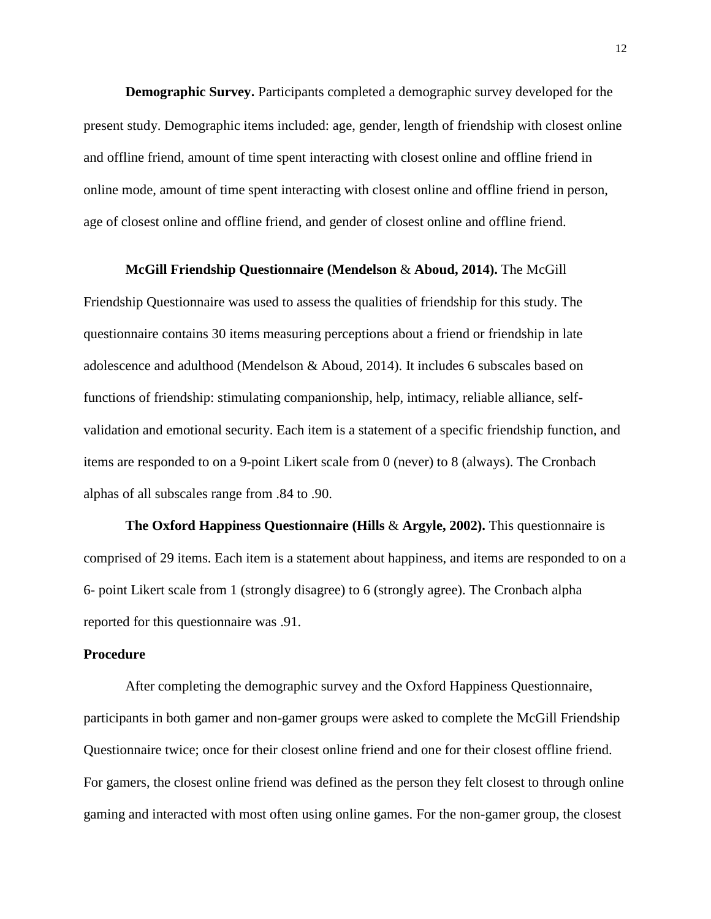**Demographic Survey.** Participants completed a demographic survey developed for the present study. Demographic items included: age, gender, length of friendship with closest online and offline friend, amount of time spent interacting with closest online and offline friend in online mode, amount of time spent interacting with closest online and offline friend in person, age of closest online and offline friend, and gender of closest online and offline friend.

**McGill Friendship Questionnaire (Mendelson & Aboud, 2014).** The McGill Friendship Questionnaire was used to assess the qualities of friendship for this study. The questionnaire contains 30 items measuring perceptions about a friend or friendship in late adolescence and adulthood (Mendelson & Aboud, 2014). It includes 6 subscales based on functions of friendship: stimulating companionship, help, intimacy, reliable alliance, self-validation and emotional security. Each item is a statement of a specific friendship function, and items are responded to on a 9-point Likert scale from 0 (never) to 8 (always). The Cronbach alphas of all subscales range from .84 to .90.

**The Oxford Happiness Questionnaire (Hills & Argyle, 2002).** This questionnaire is comprised of 29 items. Each item is a statement about happiness, and items are responded to on a 6- point Likert scale from 1 (strongly disagree) to 6 (strongly agree). The Cronbach alpha reported for this questionnaire was .91.

## Procedure

After completing the demographic survey and the Oxford Happiness Questionnaire, participants in both gamer and non-gamer groups were asked to complete the McGill Friendship Questionnaire twice; once for their closest online friend and one for their closest offline friend. For gamers, the closest online friend was defined as the person they felt closest to through online gaming and interacted with most often using online games. For the non-gamer group, the closest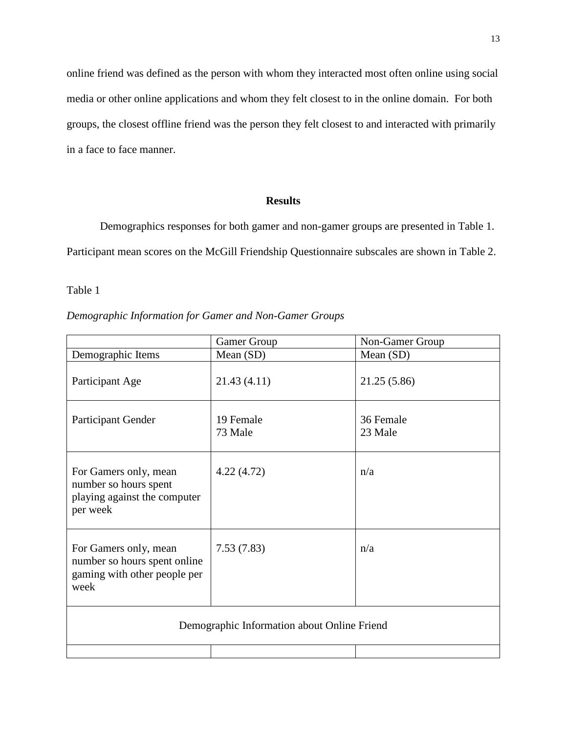online friend was defined as the person with whom they interacted most often online using social media or other online applications and whom they felt closest to in the online domain. For both groups, the closest offline friend was the person they felt closest to and interacted with primarily in a face to face manner.

## Results

Demographics responses for both gamer and non-gamer groups are presented in Table 1. Participant mean scores on the McGill Friendship Questionnaire subscales are shown in Table 2.

Table 1

*Demographic Information for Gamer and Non-Gamer Groups*

| | Gamer Group | Non-Gamer Group |
|---|---|---|
| Demographic Items | Mean (SD) | Mean (SD) |
| Participant Age | 21.43 (4.11) | 21.25 (5.86) |
| Participant Gender | 19 Female<br>73 Male | 36 Female<br>23 Male |
| For Gamers only, mean number so hours spent playing against the computer per week | 4.22 (4.72) | n/a |
| For Gamers only, mean number so hours spent online gaming with other people per week | 7.53 (7.83) | n/a |
| Demographic Information about Online Friend | | |
| | | |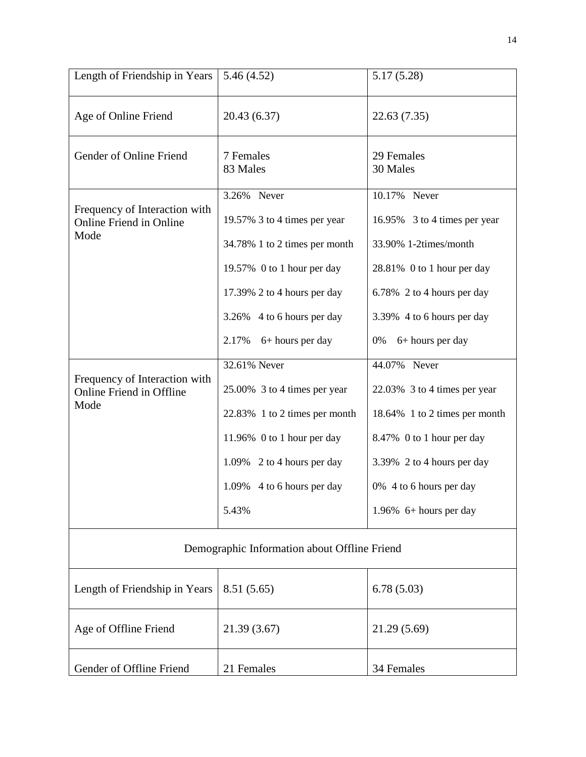| | | |
|---|---|---|
| Length of Friendship in Years | 5.46 (4.52) | 5.17 (5.28) |
| Age of Online Friend | 20.43 (6.37) | 22.63 (7.35) |
| Gender of Online Friend | 7 Females<br>83 Males | 29 Females<br>30 Males |
| Frequency of Interaction with Online Friend in Online Mode | 3.26% Never<br>19.57% 3 to 4 times per year<br>34.78% 1 to 2 times per month<br>19.57% 0 to 1 hour per day<br>17.39% 2 to 4 hours per day<br>3.26% 4 to 6 hours per day<br>2.17% 6+ hours per day | 10.17% Never<br>16.95% 3 to 4 times per year<br>33.90% 1-2times/month<br>28.81% 0 to 1 hour per day<br>6.78% 2 to 4 hours per day<br>3.39% 4 to 6 hours per day<br>0% 6+ hours per day |
| Frequency of Interaction with Online Friend in Offline Mode | 32.61% Never<br>25.00% 3 to 4 times per year<br>22.83% 1 to 2 times per month<br>11.96% 0 to 1 hour per day<br>1.09% 2 to 4 hours per day<br>1.09% 4 to 6 hours per day<br>5.43% | 44.07% Never<br>22.03% 3 to 4 times per year<br>18.64% 1 to 2 times per month<br>8.47% 0 to 1 hour per day<br>3.39% 2 to 4 hours per day<br>0% 4 to 6 hours per day<br>1.96% 6+ hours per day |
| Demographic Information about Offline Friend | | |
| Length of Friendship in Years | 8.51 (5.65) | 6.78 (5.03) |
| Age of Offline Friend | 21.39 (3.67) | 21.29 (5.69) |
| Gender of Offline Friend | 21 Females | 34 Females |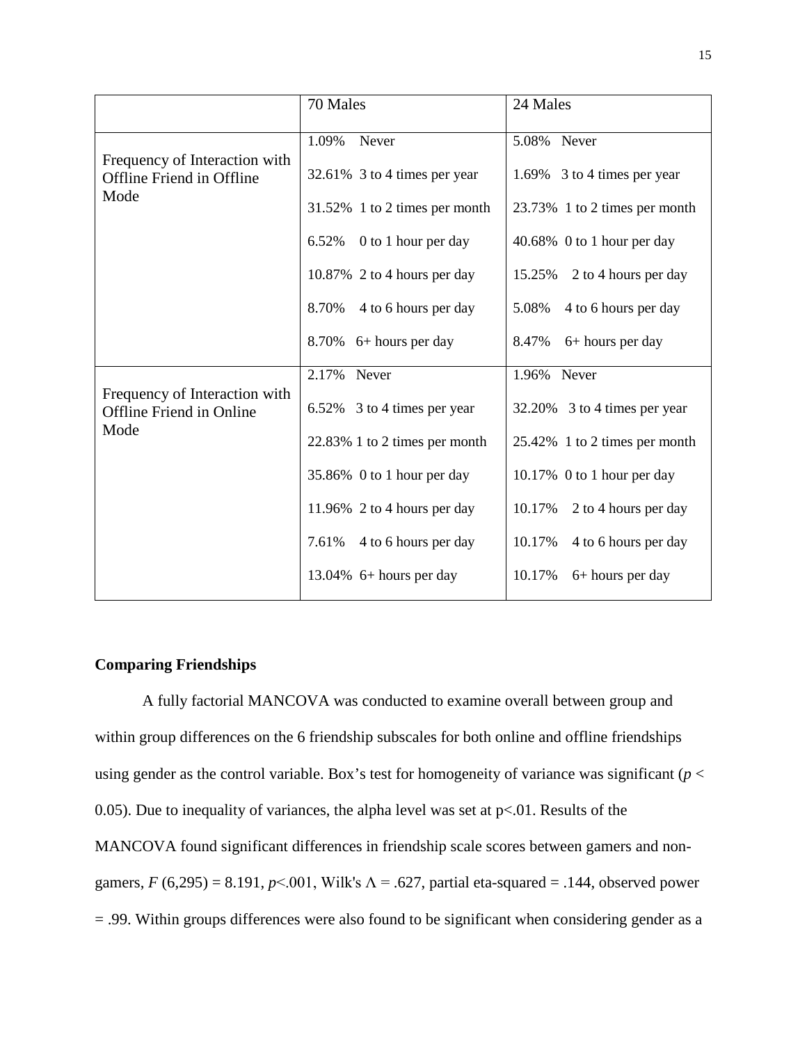| | 70 Males | 24 Males |
|---|---|---|
| Frequency of Interaction with Offline Friend in Offline Mode | 1.09% Never<br>32.61% 3 to 4 times per year<br>31.52% 1 to 2 times per month<br>6.52% 0 to 1 hour per day<br>10.87% 2 to 4 hours per day<br>8.70% 4 to 6 hours per day<br>8.70% 6+ hours per day | 5.08% Never<br>1.69% 3 to 4 times per year<br>23.73% 1 to 2 times per month<br>40.68% 0 to 1 hour per day<br>15.25% 2 to 4 hours per day<br>5.08% 4 to 6 hours per day<br>8.47% 6+ hours per day |
| Frequency of Interaction with Offline Friend in Online Mode | 2.17% Never<br>6.52% 3 to 4 times per year<br>22.83% 1 to 2 times per month<br>35.86% 0 to 1 hour per day<br>11.96% 2 to 4 hours per day<br>7.61% 4 to 6 hours per day<br>13.04% 6+ hours per day | 1.96% Never<br>32.20% 3 to 4 times per year<br>25.42% 1 to 2 times per month<br>10.17% 0 to 1 hour per day<br>10.17% 2 to 4 hours per day<br>10.17% 4 to 6 hours per day<br>10.17% 6+ hours per day |

**Comparing Friendships**

A fully factorial MANCOVA was conducted to examine overall between group and within group differences on the 6 friendship subscales for both online and offline friendships using gender as the control variable. Box's test for homogeneity of variance was significant ($p < 0.05$). Due to inequality of variances, the alpha level was set at $p<.01$. Results of the MANCOVA found significant differences in friendship scale scores between gamers and non-gamers, $F\,(6,295) = 8.191$, $p<.001$, Wilk's $\Lambda = .627$, partial eta-squared = .144, observed power = .99. Within groups differences were also found to be significant when considering gender as a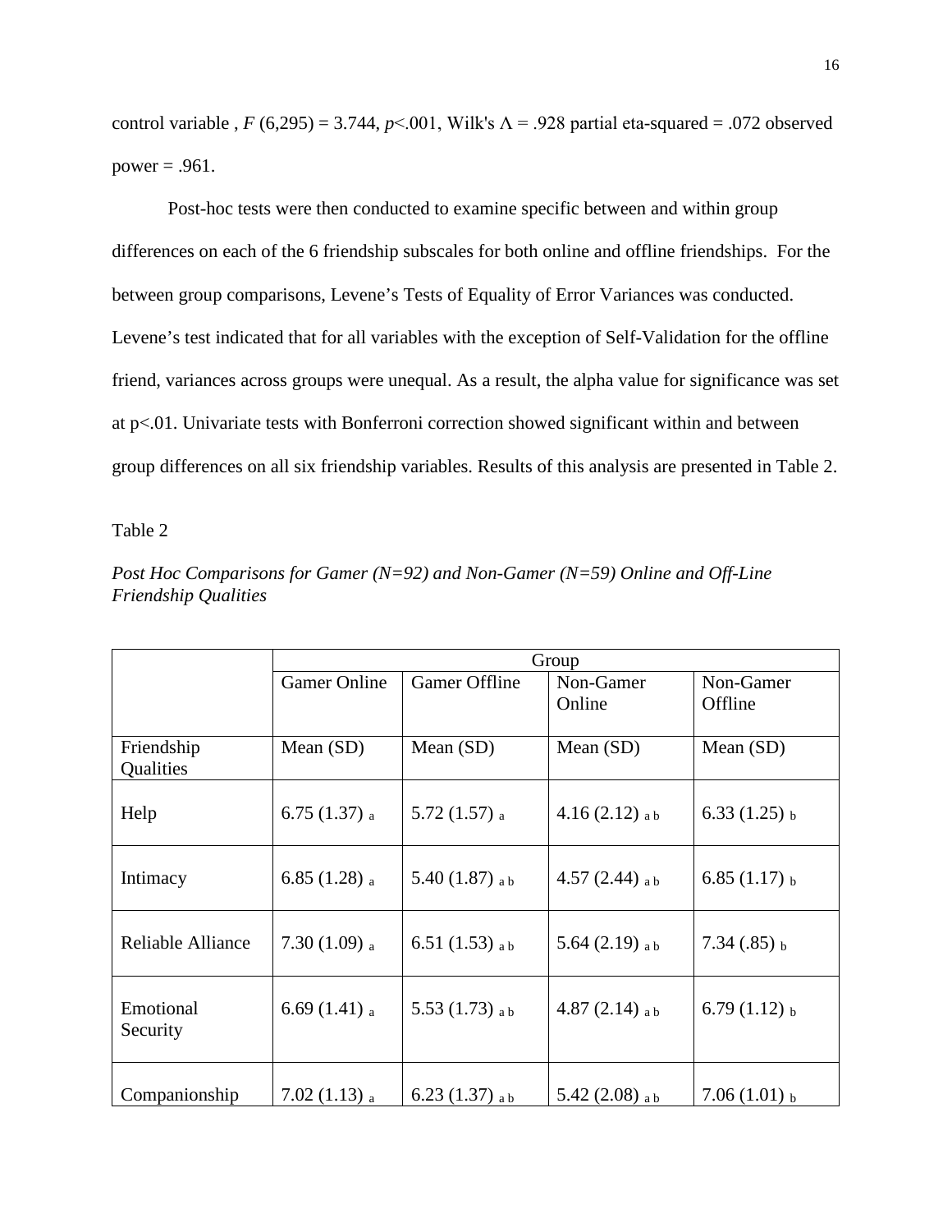control variable , $F$ (6,295) = 3.744, $p<.001$, Wilk's $\Lambda = .928$ partial eta-squared = .072 observed power = .961.

Post-hoc tests were then conducted to examine specific between and within group differences on each of the 6 friendship subscales for both online and offline friendships. For the between group comparisons, Levene's Tests of Equality of Error Variances was conducted. Levene's test indicated that for all variables with the exception of Self-Validation for the offline friend, variances across groups were unequal. As a result, the alpha value for significance was set at p<.01. Univariate tests with Bonferroni correction showed significant within and between group differences on all six friendship variables. Results of this analysis are presented in Table 2.

Table 2

*Post Hoc Comparisons for Gamer (N=92) and Non-Gamer (N=59) Online and Off-Line Friendship Qualities*

| | Group | | | |
|---|---|---|---|---|
| | Gamer Online | Gamer Offline | Non-Gamer Online | Non-Gamer Offline |
| Friendship Qualities | Mean (SD) | Mean (SD) | Mean (SD) | Mean (SD) |
| Help | 6.75 (1.37) $_{a}$ | 5.72 (1.57) $_{a}$ | 4.16 (2.12) $_{a\ b}$ | 6.33 (1.25) $_{b}$ |
| Intimacy | 6.85 (1.28) $_{a}$ | 5.40 (1.87) $_{a\ b}$ | 4.57 (2.44) $_{a\ b}$ | 6.85 (1.17) $_{b}$ |
| Reliable Alliance | 7.30 (1.09) $_{a}$ | 6.51 (1.53) $_{a\ b}$ | 5.64 (2.19) $_{a\ b}$ | 7.34 (.85) $_{b}$ |
| Emotional Security | 6.69 (1.41) $_{a}$ | 5.53 (1.73) $_{a\ b}$ | 4.87 (2.14) $_{a\ b}$ | 6.79 (1.12) $_{b}$ |
| Companionship | 7.02 (1.13) $_{a}$ | 6.23 (1.37) $_{a\ b}$ | 5.42 (2.08) $_{a\ b}$ | 7.06 (1.01) $_{b}$ |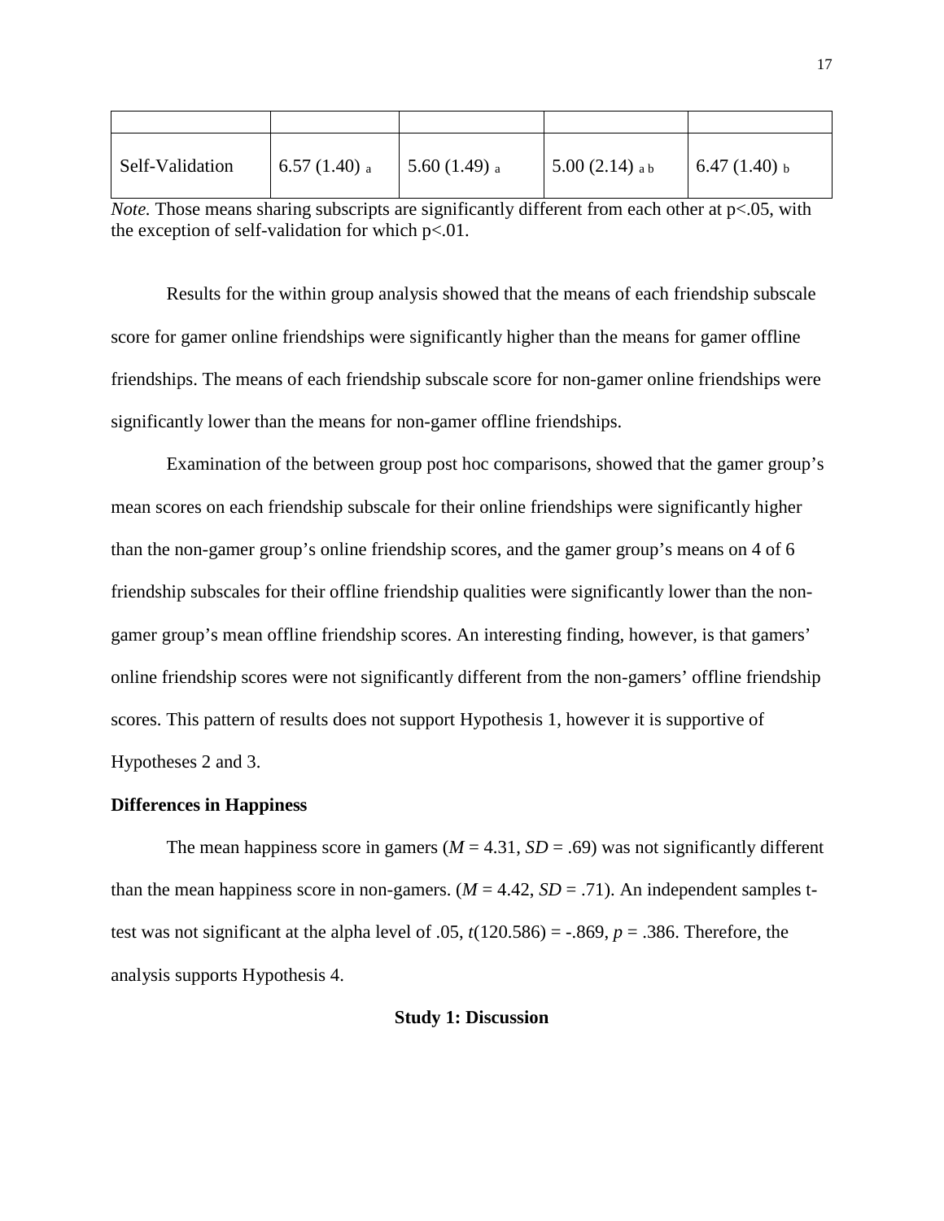| | | | | |
|---|---|---|---|---|
| Self-Validation | 6.57 (1.40) $_a$ | 5.60 (1.49) $_a$ | 5.00 (2.14) $_{a\,b}$ | 6.47 (1.40) $_b$ |

*Note.* Those means sharing subscripts are significantly different from each other at $p<.05$, with the exception of self-validation for which $p<.01$.

Results for the within group analysis showed that the means of each friendship subscale score for gamer online friendships were significantly higher than the means for gamer offline friendships. The means of each friendship subscale score for non-gamer online friendships were significantly lower than the means for non-gamer offline friendships.

Examination of the between group post hoc comparisons, showed that the gamer group's mean scores on each friendship subscale for their online friendships were significantly higher than the non-gamer group's online friendship scores, and the gamer group's means on 4 of 6 friendship subscales for their offline friendship qualities were significantly lower than the non-gamer group's mean offline friendship scores. An interesting finding, however, is that gamers' online friendship scores were not significantly different from the non-gamers' offline friendship scores. This pattern of results does not support Hypothesis 1, however it is supportive of Hypotheses 2 and 3.

**Differences in Happiness**

The mean happiness score in gamers ($M$ = 4.31, $SD$ = .69) was not significantly different than the mean happiness score in non-gamers. ($M$ = 4.42, $SD$ = .71). An independent samples t-test was not significant at the alpha level of .05, $t(120.586) = -.869$, $p = .386$. Therefore, the analysis supports Hypothesis 4.

## Study 1: Discussion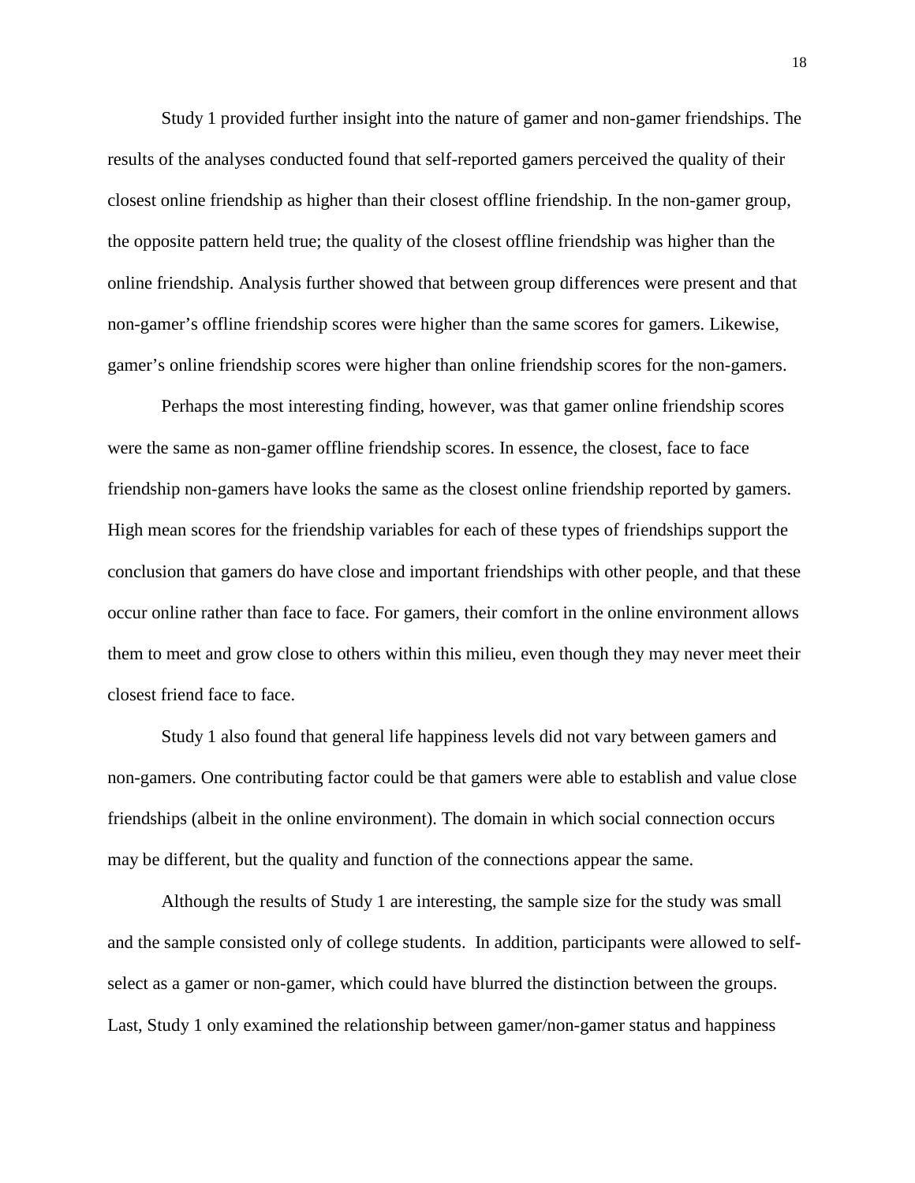Study 1 provided further insight into the nature of gamer and non-gamer friendships. The results of the analyses conducted found that self-reported gamers perceived the quality of their closest online friendship as higher than their closest offline friendship. In the non-gamer group, the opposite pattern held true; the quality of the closest offline friendship was higher than the online friendship. Analysis further showed that between group differences were present and that non-gamer's offline friendship scores were higher than the same scores for gamers. Likewise, gamer's online friendship scores were higher than online friendship scores for the non-gamers.

Perhaps the most interesting finding, however, was that gamer online friendship scores were the same as non-gamer offline friendship scores. In essence, the closest, face to face friendship non-gamers have looks the same as the closest online friendship reported by gamers. High mean scores for the friendship variables for each of these types of friendships support the conclusion that gamers do have close and important friendships with other people, and that these occur online rather than face to face. For gamers, their comfort in the online environment allows them to meet and grow close to others within this milieu, even though they may never meet their closest friend face to face.

Study 1 also found that general life happiness levels did not vary between gamers and non-gamers. One contributing factor could be that gamers were able to establish and value close friendships (albeit in the online environment). The domain in which social connection occurs may be different, but the quality and function of the connections appear the same.

Although the results of Study 1 are interesting, the sample size for the study was small and the sample consisted only of college students. In addition, participants were allowed to self-select as a gamer or non-gamer, which could have blurred the distinction between the groups. Last, Study 1 only examined the relationship between gamer/non-gamer status and happiness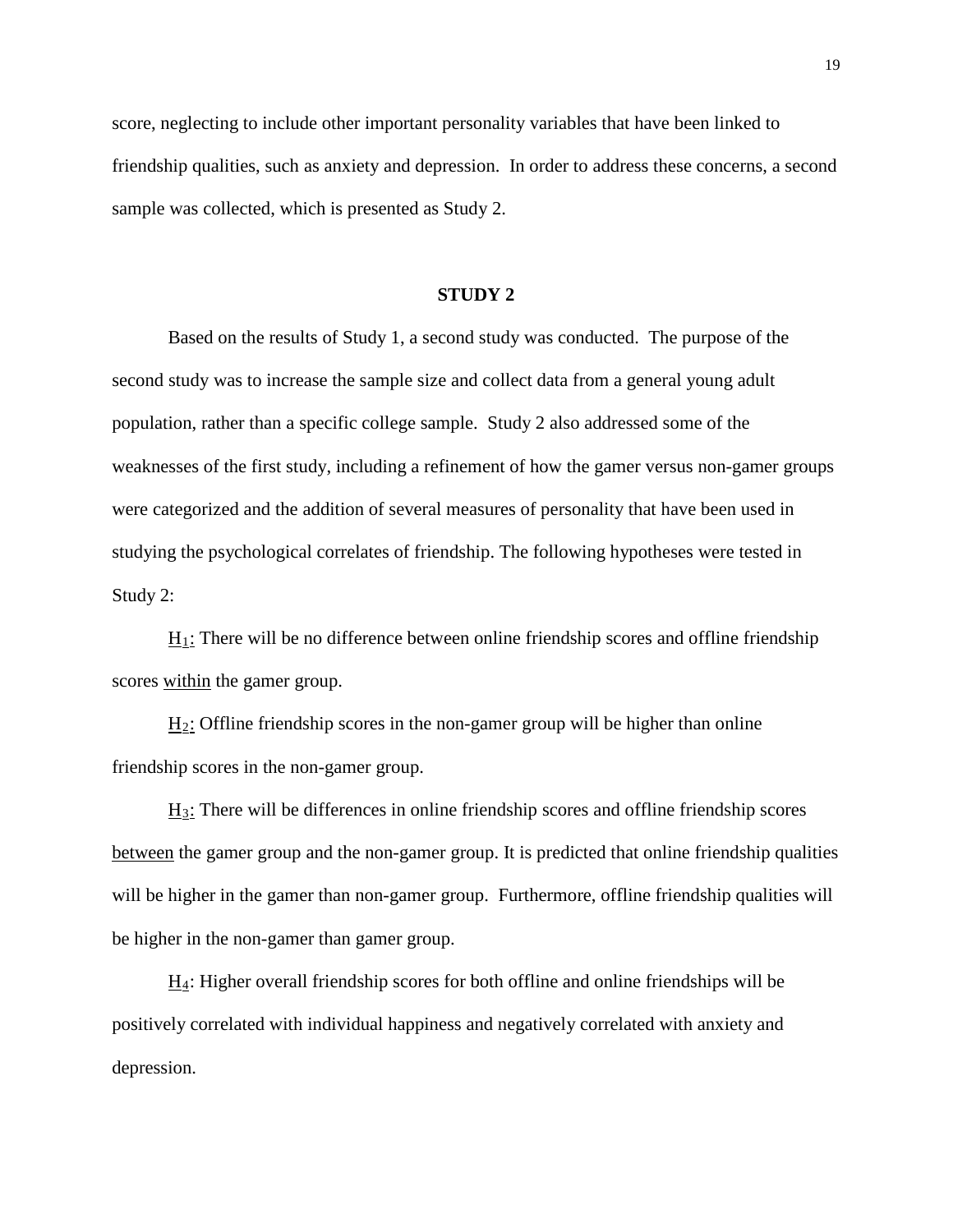score, neglecting to include other important personality variables that have been linked to friendship qualities, such as anxiety and depression. In order to address these concerns, a second sample was collected, which is presented as Study 2.

## STUDY 2

Based on the results of Study 1, a second study was conducted. The purpose of the second study was to increase the sample size and collect data from a general young adult population, rather than a specific college sample. Study 2 also addressed some of the weaknesses of the first study, including a refinement of how the gamer versus non-gamer groups were categorized and the addition of several measures of personality that have been used in studying the psychological correlates of friendship. The following hypotheses were tested in Study 2:

$H_1$: There will be no difference between online friendship scores and offline friendship scores within the gamer group.

$H_2$: Offline friendship scores in the non-gamer group will be higher than online friendship scores in the non-gamer group.

$H_3$: There will be differences in online friendship scores and offline friendship scores between the gamer group and the non-gamer group. It is predicted that online friendship qualities will be higher in the gamer than non-gamer group. Furthermore, offline friendship qualities will be higher in the non-gamer than gamer group.

$H_4$: Higher overall friendship scores for both offline and online friendships will be positively correlated with individual happiness and negatively correlated with anxiety and depression.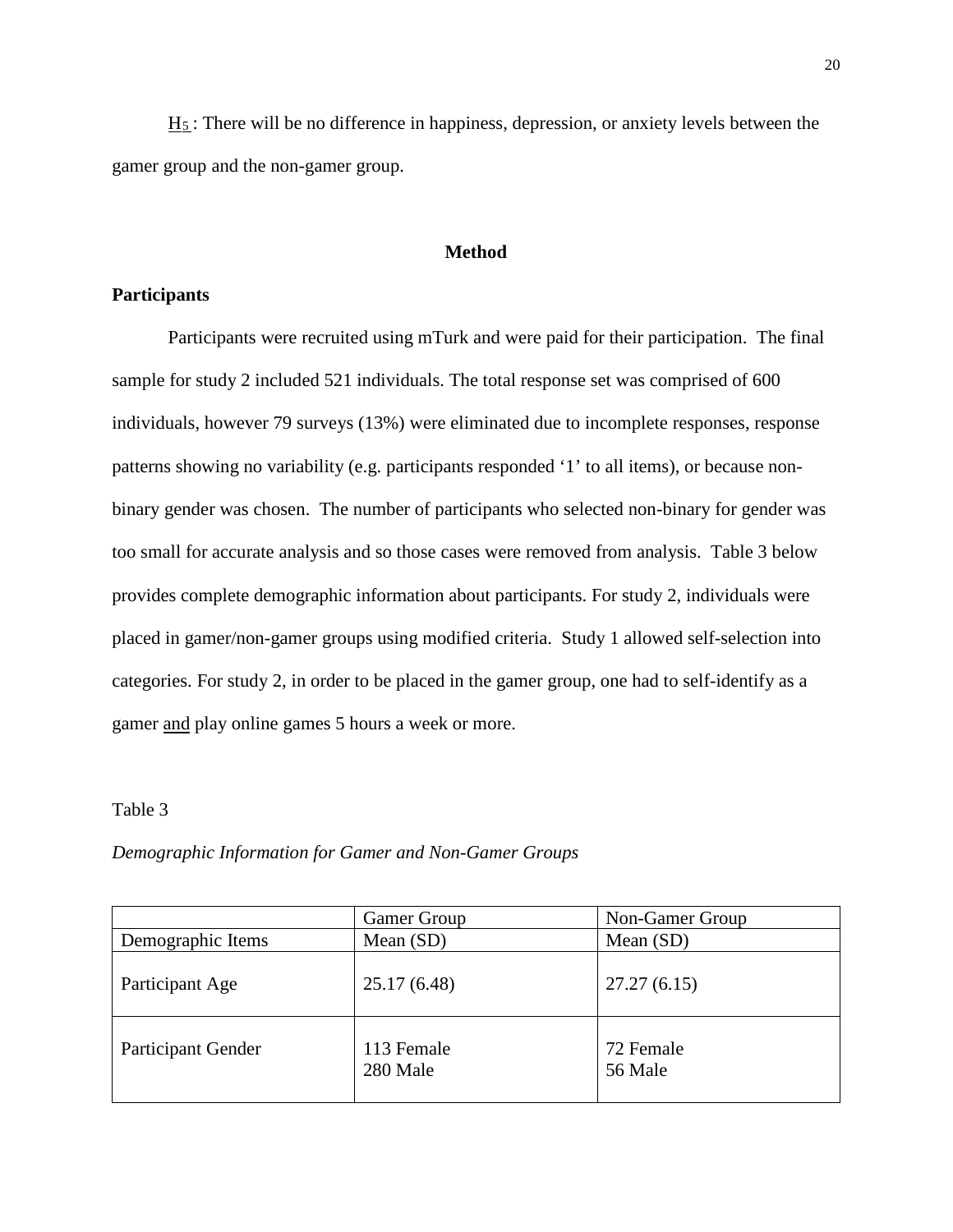$\underline{H_5}$ : There will be no difference in happiness, depression, or anxiety levels between the gamer group and the non-gamer group.

## Method

### Participants

Participants were recruited using mTurk and were paid for their participation. The final sample for study 2 included 521 individuals. The total response set was comprised of 600 individuals, however 79 surveys (13%) were eliminated due to incomplete responses, response patterns showing no variability (e.g. participants responded '1' to all items), or because non-binary gender was chosen. The number of participants who selected non-binary for gender was too small for accurate analysis and so those cases were removed from analysis. Table 3 below provides complete demographic information about participants. For study 2, individuals were placed in gamer/non-gamer groups using modified criteria. Study 1 allowed self-selection into categories. For study 2, in order to be placed in the gamer group, one had to self-identify as a gamer <u>and</u> play online games 5 hours a week or more.

Table 3

*Demographic Information for Gamer and Non-Gamer Groups*

| | Gamer Group | Non-Gamer Group |
|---|---|---|
| Demographic Items | Mean (SD) | Mean (SD) |
| Participant Age | 25.17 (6.48) | 27.27 (6.15) |
| Participant Gender | 113 Female<br>280 Male | 72 Female<br>56 Male |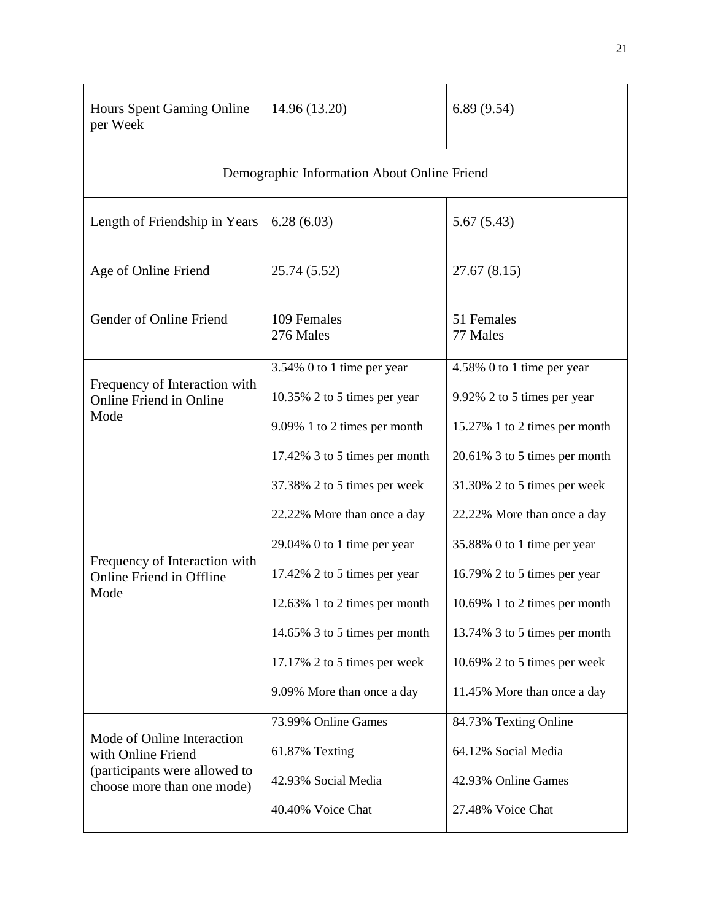| | | |
|---|---|---|
| Hours Spent Gaming Online per Week | 14.96 (13.20) | 6.89 (9.54) |
| Demographic Information About Online Friend | | |
| Length of Friendship in Years | 6.28 (6.03) | 5.67 (5.43) |
| Age of Online Friend | 25.74 (5.52) | 27.67 (8.15) |
| Gender of Online Friend | 109 Females<br>276 Males | 51 Females<br>77 Males |
| Frequency of Interaction with Online Friend in Online Mode | 3.54% 0 to 1 time per year<br>10.35% 2 to 5 times per year<br>9.09% 1 to 2 times per month<br>17.42% 3 to 5 times per month<br>37.38% 2 to 5 times per week<br>22.22% More than once a day | 4.58% 0 to 1 time per year<br>9.92% 2 to 5 times per year<br>15.27% 1 to 2 times per month<br>20.61% 3 to 5 times per month<br>31.30% 2 to 5 times per week<br>22.22% More than once a day |
| Frequency of Interaction with Online Friend in Offline Mode | 29.04% 0 to 1 time per year<br>17.42% 2 to 5 times per year<br>12.63% 1 to 2 times per month<br>14.65% 3 to 5 times per month<br>17.17% 2 to 5 times per week<br>9.09% More than once a day | 35.88% 0 to 1 time per year<br>16.79% 2 to 5 times per year<br>10.69% 1 to 2 times per month<br>13.74% 3 to 5 times per month<br>10.69% 2 to 5 times per week<br>11.45% More than once a day |
| Mode of Online Interaction with Online Friend (participants were allowed to choose more than one mode) | 73.99% Online Games<br>61.87% Texting<br>42.93% Social Media<br>40.40% Voice Chat | 84.73% Texting Online<br>64.12% Social Media<br>42.93% Online Games<br>27.48% Voice Chat |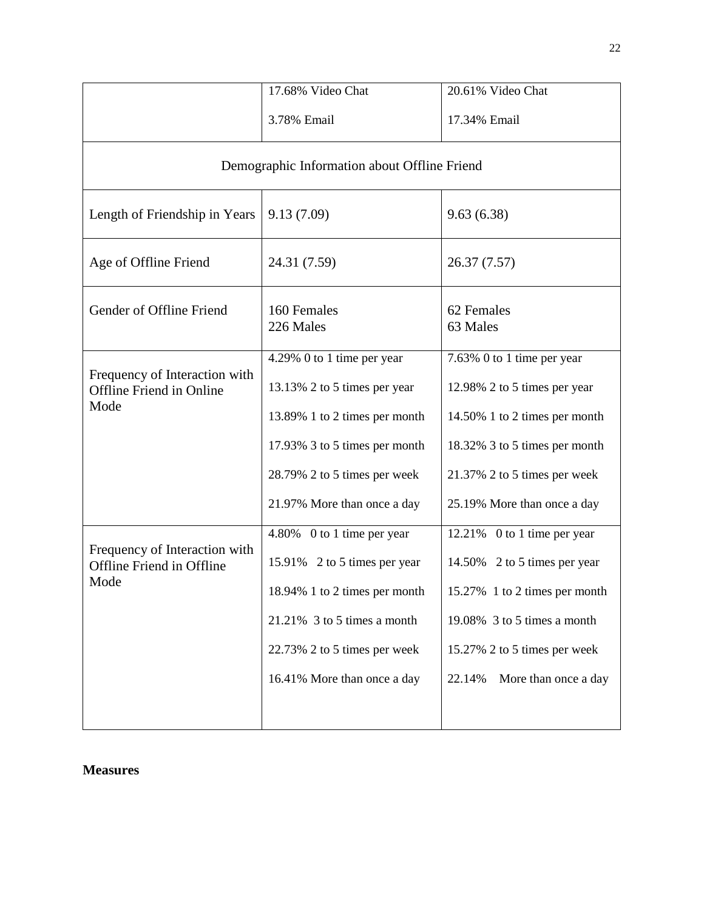| | | |
|---|---|---|
| | 17.68% Video Chat<br>3.78% Email | 20.61% Video Chat<br>17.34% Email |
| Demographic Information about Offline Friend | | |
| Length of Friendship in Years | 9.13 (7.09) | 9.63 (6.38) |
| Age of Offline Friend | 24.31 (7.59) | 26.37 (7.57) |
| Gender of Offline Friend | 160 Females<br>226 Males | 62 Females<br>63 Males |
| Frequency of Interaction with Offline Friend in Online Mode | 4.29% 0 to 1 time per year<br>13.13% 2 to 5 times per year<br>13.89% 1 to 2 times per month<br>17.93% 3 to 5 times per month<br>28.79% 2 to 5 times per week<br>21.97% More than once a day | 7.63% 0 to 1 time per year<br>12.98% 2 to 5 times per year<br>14.50% 1 to 2 times per month<br>18.32% 3 to 5 times per month<br>21.37% 2 to 5 times per week<br>25.19% More than once a day |
| Frequency of Interaction with Offline Friend in Offline Mode | 4.80% 0 to 1 time per year<br>15.91% 2 to 5 times per year<br>18.94% 1 to 2 times per month<br>21.21% 3 to 5 times a month<br>22.73% 2 to 5 times per week<br>16.41% More than once a day | 12.21% 0 to 1 time per year<br>14.50% 2 to 5 times per year<br>15.27% 1 to 2 times per month<br>19.08% 3 to 5 times a month<br>15.27% 2 to 5 times per week<br>22.14% More than once a day |

**Measures**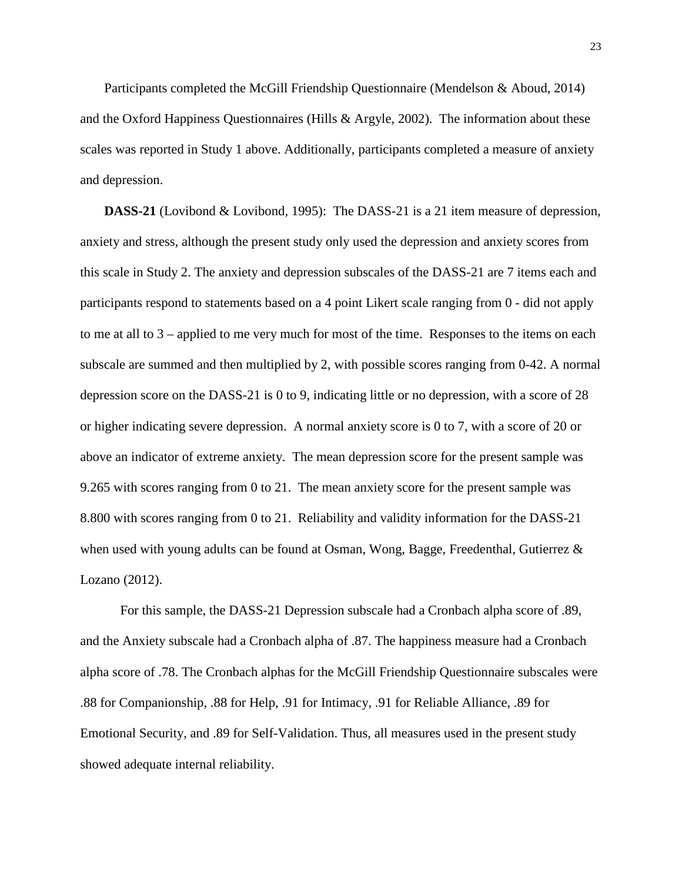Participants completed the McGill Friendship Questionnaire (Mendelson & Aboud, 2014) and the Oxford Happiness Questionnaires (Hills & Argyle, 2002). The information about these scales was reported in Study 1 above. Additionally, participants completed a measure of anxiety and depression.

**DASS-21** (Lovibond & Lovibond, 1995): The DASS-21 is a 21 item measure of depression, anxiety and stress, although the present study only used the depression and anxiety scores from this scale in Study 2. The anxiety and depression subscales of the DASS-21 are 7 items each and participants respond to statements based on a 4 point Likert scale ranging from 0 - did not apply to me at all to 3 – applied to me very much for most of the time. Responses to the items on each subscale are summed and then multiplied by 2, with possible scores ranging from 0-42. A normal depression score on the DASS-21 is 0 to 9, indicating little or no depression, with a score of 28 or higher indicating severe depression. A normal anxiety score is 0 to 7, with a score of 20 or above an indicator of extreme anxiety. The mean depression score for the present sample was 9.265 with scores ranging from 0 to 21. The mean anxiety score for the present sample was 8.800 with scores ranging from 0 to 21. Reliability and validity information for the DASS-21 when used with young adults can be found at Osman, Wong, Bagge, Freedenthal, Gutierrez & Lozano (2012).

For this sample, the DASS-21 Depression subscale had a Cronbach alpha score of .89, and the Anxiety subscale had a Cronbach alpha of .87. The happiness measure had a Cronbach alpha score of .78. The Cronbach alphas for the McGill Friendship Questionnaire subscales were .88 for Companionship, .88 for Help, .91 for Intimacy, .91 for Reliable Alliance, .89 for Emotional Security, and .89 for Self-Validation. Thus, all measures used in the present study showed adequate internal reliability.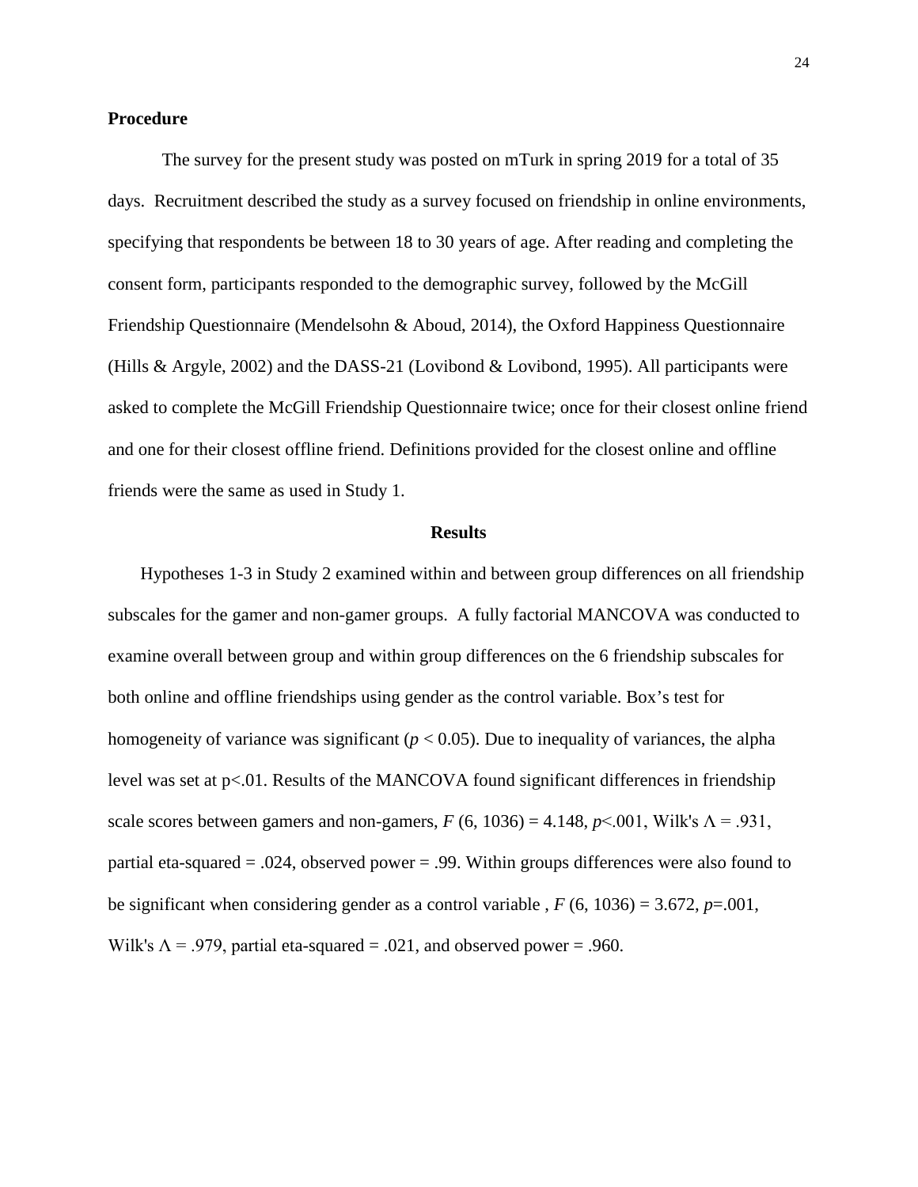### Procedure

The survey for the present study was posted on mTurk in spring 2019 for a total of 35 days. Recruitment described the study as a survey focused on friendship in online environments, specifying that respondents be between 18 to 30 years of age. After reading and completing the consent form, participants responded to the demographic survey, followed by the McGill Friendship Questionnaire (Mendelsohn & Aboud, 2014), the Oxford Happiness Questionnaire (Hills & Argyle, 2002) and the DASS-21 (Lovibond & Lovibond, 1995). All participants were asked to complete the McGill Friendship Questionnaire twice; once for their closest online friend and one for their closest offline friend. Definitions provided for the closest online and offline friends were the same as used in Study 1.

## Results

Hypotheses 1-3 in Study 2 examined within and between group differences on all friendship subscales for the gamer and non-gamer groups. A fully factorial MANCOVA was conducted to examine overall between group and within group differences on the 6 friendship subscales for both online and offline friendships using gender as the control variable. Box's test for homogeneity of variance was significant ($p < 0.05$). Due to inequality of variances, the alpha level was set at $p<.01$. Results of the MANCOVA found significant differences in friendship scale scores between gamers and non-gamers, $F$ (6, 1036) = 4.148, $p<.001$, Wilk's $\Lambda = .931$, partial eta-squared = .024, observed power = .99. Within groups differences were also found to be significant when considering gender as a control variable , $F$ (6, 1036) = 3.672, $p=.001$, Wilk's $\Lambda = .979$, partial eta-squared = .021, and observed power = .960.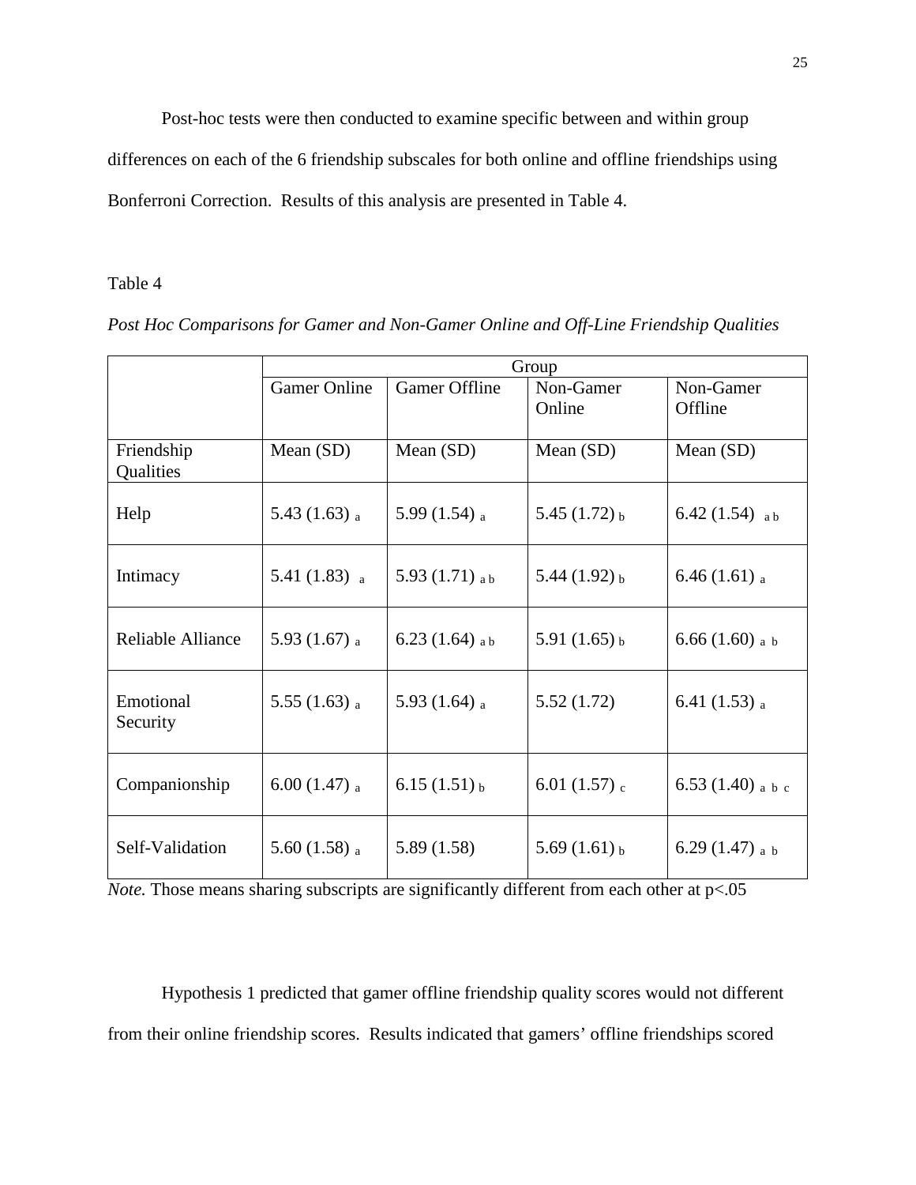Post-hoc tests were then conducted to examine specific between and within group differences on each of the 6 friendship subscales for both online and offline friendships using Bonferroni Correction. Results of this analysis are presented in Table 4.

Table 4

*Post Hoc Comparisons for Gamer and Non-Gamer Online and Off-Line Friendship Qualities*

| | Group | | | |
|---|---|---|---|---|
| | Gamer Online | Gamer Offline | Non-Gamer Online | Non-Gamer Offline |
| Friendship Qualities | Mean (SD) | Mean (SD) | Mean (SD) | Mean (SD) |
| Help | 5.43 (1.63) $_a$ | 5.99 (1.54) $_a$ | 5.45 (1.72) $_b$ | 6.42 (1.54) $_{a\ b}$ |
| Intimacy | 5.41 (1.83) $_a$ | 5.93 (1.71) $_{a\ b}$ | 5.44 (1.92) $_b$ | 6.46 (1.61) $_a$ |
| Reliable Alliance | 5.93 (1.67) $_a$ | 6.23 (1.64) $_{a\ b}$ | 5.91 (1.65) $_b$ | 6.66 (1.60) $_{a\ b}$ |
| Emotional Security | 5.55 (1.63) $_a$ | 5.93 (1.64) $_a$ | 5.52 (1.72) | 6.41 (1.53) $_a$ |
| Companionship | 6.00 (1.47) $_a$ | 6.15 (1.51) $_b$ | 6.01 (1.57) $_c$ | 6.53 (1.40) $_{a\ b\ c}$ |
| Self-Validation | 5.60 (1.58) $_a$ | 5.89 (1.58) | 5.69 (1.61) $_b$ | 6.29 (1.47) $_{a\ b}$ |

*Note.* Those means sharing subscripts are significantly different from each other at $p<.05$

Hypothesis 1 predicted that gamer offline friendship quality scores would not different from their online friendship scores. Results indicated that gamers' offline friendships scored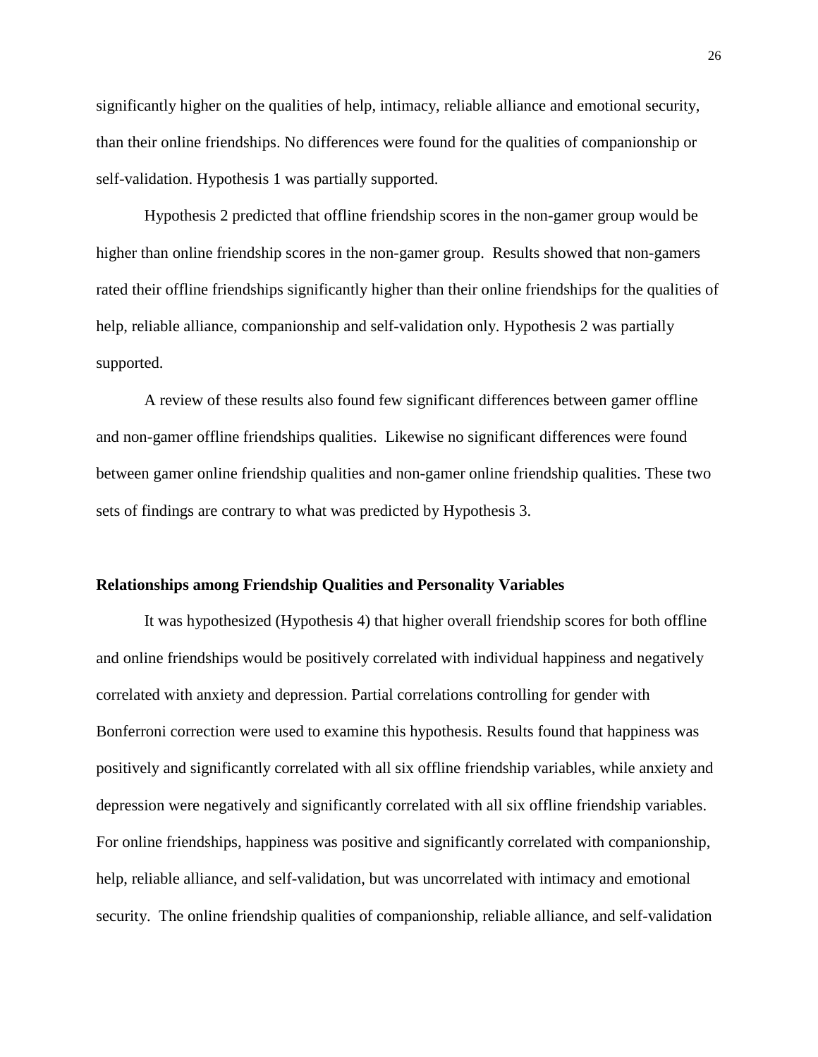significantly higher on the qualities of help, intimacy, reliable alliance and emotional security, than their online friendships. No differences were found for the qualities of companionship or self-validation. Hypothesis 1 was partially supported.

Hypothesis 2 predicted that offline friendship scores in the non-gamer group would be higher than online friendship scores in the non-gamer group. Results showed that non-gamers rated their offline friendships significantly higher than their online friendships for the qualities of help, reliable alliance, companionship and self-validation only. Hypothesis 2 was partially supported.

A review of these results also found few significant differences between gamer offline and non-gamer offline friendships qualities. Likewise no significant differences were found between gamer online friendship qualities and non-gamer online friendship qualities. These two sets of findings are contrary to what was predicted by Hypothesis 3.

**Relationships among Friendship Qualities and Personality Variables**

It was hypothesized (Hypothesis 4) that higher overall friendship scores for both offline and online friendships would be positively correlated with individual happiness and negatively correlated with anxiety and depression. Partial correlations controlling for gender with Bonferroni correction were used to examine this hypothesis. Results found that happiness was positively and significantly correlated with all six offline friendship variables, while anxiety and depression were negatively and significantly correlated with all six offline friendship variables. For online friendships, happiness was positive and significantly correlated with companionship, help, reliable alliance, and self-validation, but was uncorrelated with intimacy and emotional security. The online friendship qualities of companionship, reliable alliance, and self-validation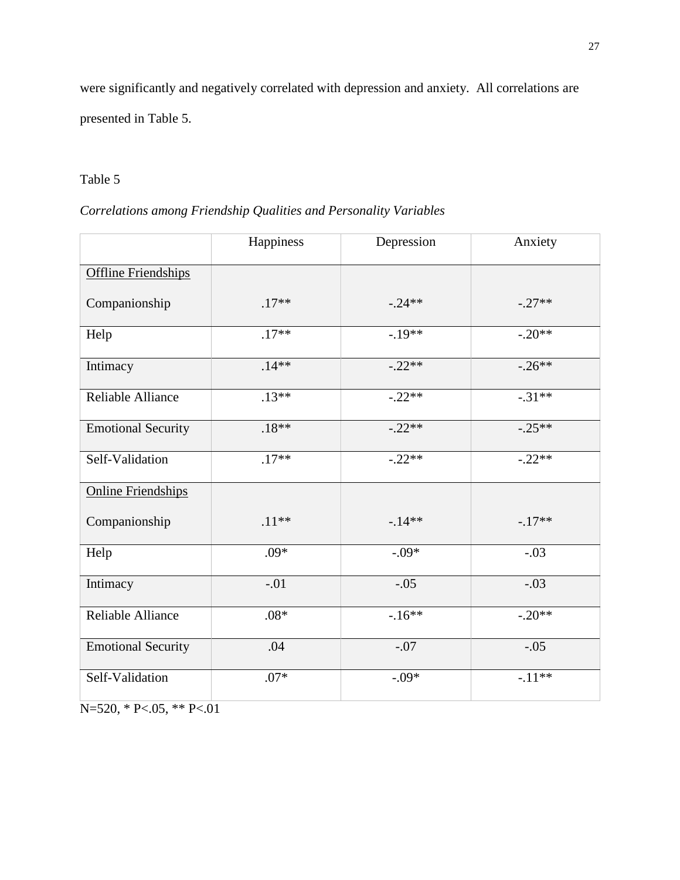were significantly and negatively correlated with depression and anxiety. All correlations are presented in Table 5.

Table 5

*Correlations among Friendship Qualities and Personality Variables*

| | Happiness | Depression | Anxiety |
|---|---|---|---|
| Offline Friendships | | | |
| Companionship | .17** | -.24** | -.27** |
| Help | .17** | -.19** | -.20** |
| Intimacy | .14** | -.22** | -.26** |
| Reliable Alliance | .13** | -.22** | -.31** |
| Emotional Security | .18** | -.22** | -.25** |
| Self-Validation | .17** | -.22** | -.22** |
| Online Friendships | | | |
| Companionship | .11** | -.14** | -.17** |
| Help | .09* | -.09* | -.03 |
| Intimacy | -.01 | -.05 | -.03 |
| Reliable Alliance | .08* | -.16** | -.20** |
| Emotional Security | .04 | -.07 | -.05 |
| Self-Validation | .07* | -.09* | -.11** |

N=520, * P<.05, ** P<.01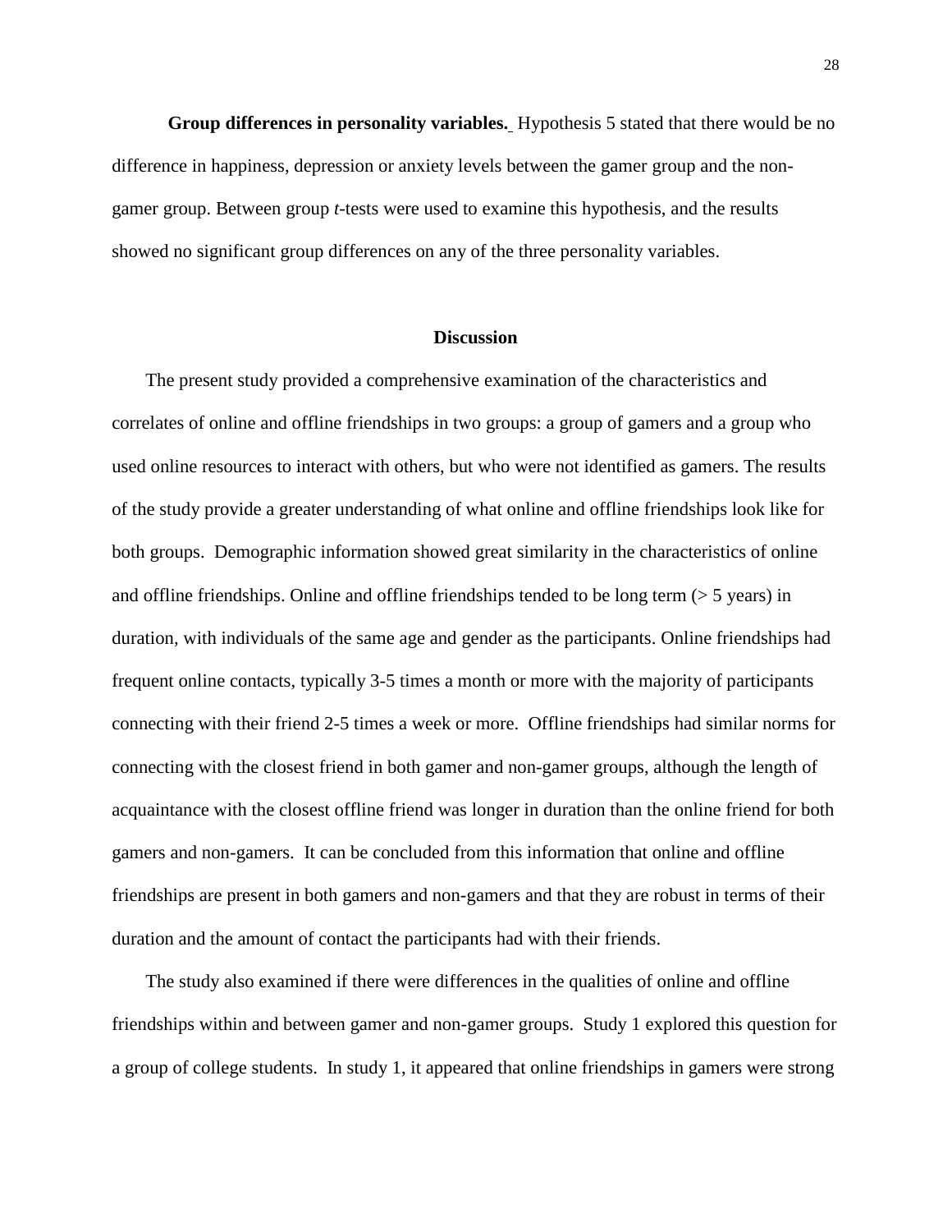**Group differences in personality variables.** Hypothesis 5 stated that there would be no difference in happiness, depression or anxiety levels between the gamer group and the non-gamer group. Between group *t*-tests were used to examine this hypothesis, and the results showed no significant group differences on any of the three personality variables.

## Discussion

The present study provided a comprehensive examination of the characteristics and correlates of online and offline friendships in two groups: a group of gamers and a group who used online resources to interact with others, but who were not identified as gamers. The results of the study provide a greater understanding of what online and offline friendships look like for both groups. Demographic information showed great similarity in the characteristics of online and offline friendships. Online and offline friendships tended to be long term (> 5 years) in duration, with individuals of the same age and gender as the participants. Online friendships had frequent online contacts, typically 3-5 times a month or more with the majority of participants connecting with their friend 2-5 times a week or more. Offline friendships had similar norms for connecting with the closest friend in both gamer and non-gamer groups, although the length of acquaintance with the closest offline friend was longer in duration than the online friend for both gamers and non-gamers. It can be concluded from this information that online and offline friendships are present in both gamers and non-gamers and that they are robust in terms of their duration and the amount of contact the participants had with their friends.

The study also examined if there were differences in the qualities of online and offline friendships within and between gamer and non-gamer groups. Study 1 explored this question for a group of college students. In study 1, it appeared that online friendships in gamers were strong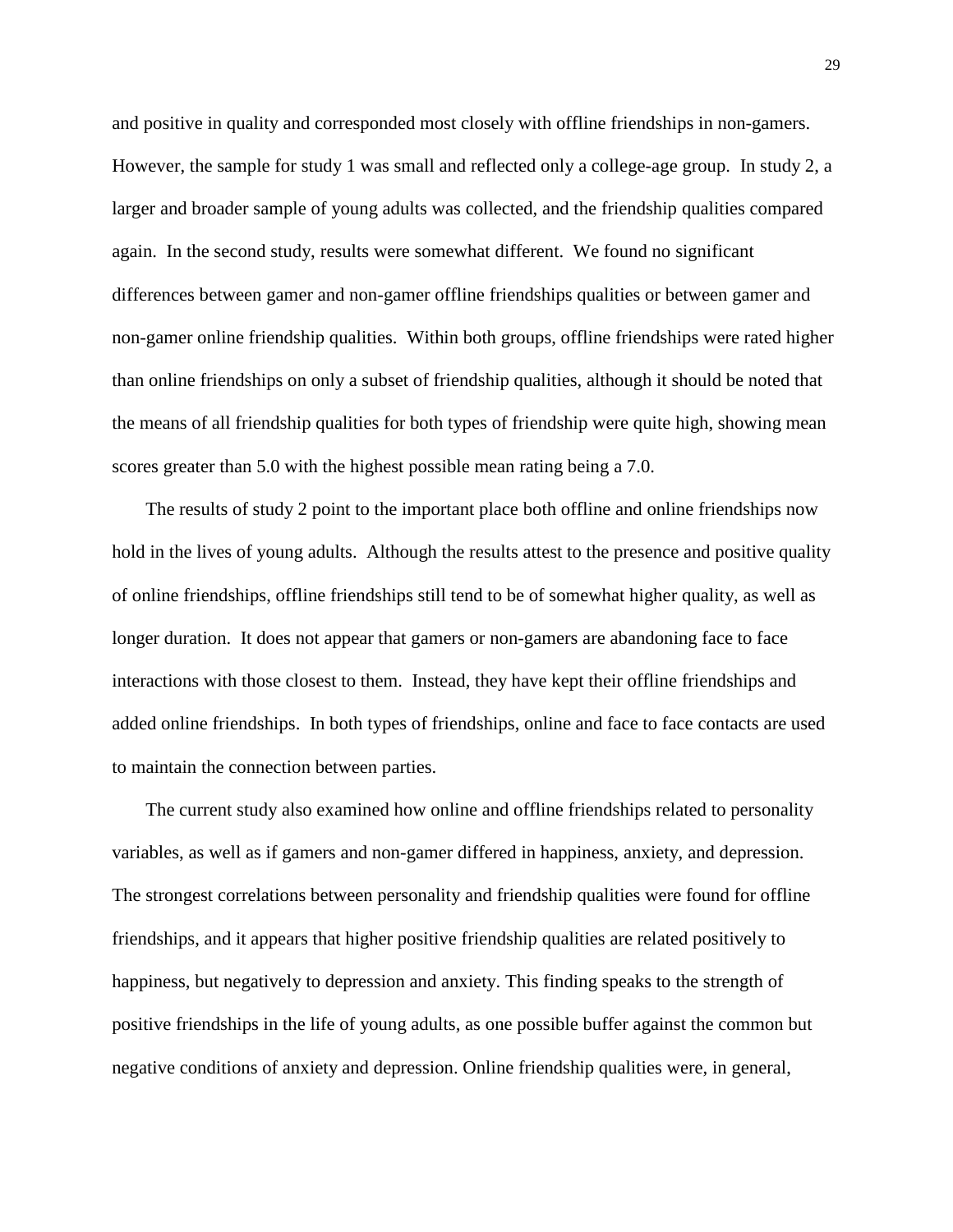and positive in quality and corresponded most closely with offline friendships in non-gamers. However, the sample for study 1 was small and reflected only a college-age group. In study 2, a larger and broader sample of young adults was collected, and the friendship qualities compared again. In the second study, results were somewhat different. We found no significant differences between gamer and non-gamer offline friendships qualities or between gamer and non-gamer online friendship qualities. Within both groups, offline friendships were rated higher than online friendships on only a subset of friendship qualities, although it should be noted that the means of all friendship qualities for both types of friendship were quite high, showing mean scores greater than 5.0 with the highest possible mean rating being a 7.0.

The results of study 2 point to the important place both offline and online friendships now hold in the lives of young adults. Although the results attest to the presence and positive quality of online friendships, offline friendships still tend to be of somewhat higher quality, as well as longer duration. It does not appear that gamers or non-gamers are abandoning face to face interactions with those closest to them. Instead, they have kept their offline friendships and added online friendships. In both types of friendships, online and face to face contacts are used to maintain the connection between parties.

The current study also examined how online and offline friendships related to personality variables, as well as if gamers and non-gamer differed in happiness, anxiety, and depression. The strongest correlations between personality and friendship qualities were found for offline friendships, and it appears that higher positive friendship qualities are related positively to happiness, but negatively to depression and anxiety. This finding speaks to the strength of positive friendships in the life of young adults, as one possible buffer against the common but negative conditions of anxiety and depression. Online friendship qualities were, in general,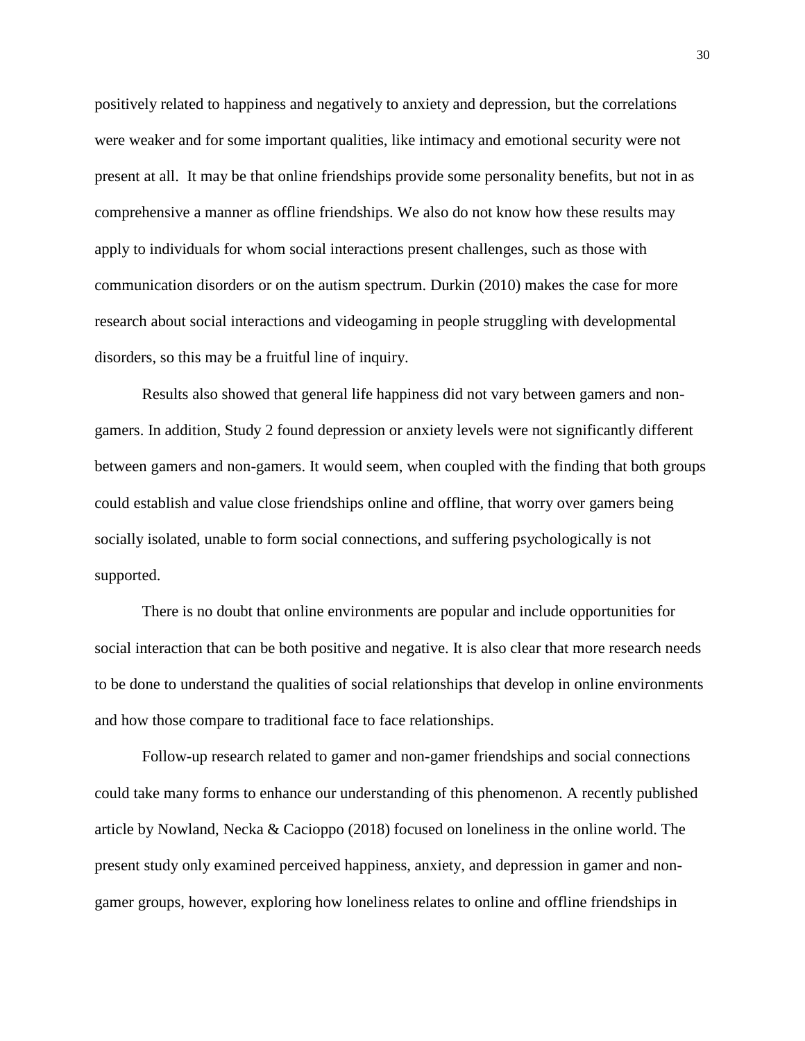positively related to happiness and negatively to anxiety and depression, but the correlations were weaker and for some important qualities, like intimacy and emotional security were not present at all. It may be that online friendships provide some personality benefits, but not in as comprehensive a manner as offline friendships. We also do not know how these results may apply to individuals for whom social interactions present challenges, such as those with communication disorders or on the autism spectrum. Durkin (2010) makes the case for more research about social interactions and videogaming in people struggling with developmental disorders, so this may be a fruitful line of inquiry.

Results also showed that general life happiness did not vary between gamers and non-gamers. In addition, Study 2 found depression or anxiety levels were not significantly different between gamers and non-gamers. It would seem, when coupled with the finding that both groups could establish and value close friendships online and offline, that worry over gamers being socially isolated, unable to form social connections, and suffering psychologically is not supported.

There is no doubt that online environments are popular and include opportunities for social interaction that can be both positive and negative. It is also clear that more research needs to be done to understand the qualities of social relationships that develop in online environments and how those compare to traditional face to face relationships.

Follow-up research related to gamer and non-gamer friendships and social connections could take many forms to enhance our understanding of this phenomenon. A recently published article by Nowland, Necka & Cacioppo (2018) focused on loneliness in the online world. The present study only examined perceived happiness, anxiety, and depression in gamer and non-gamer groups, however, exploring how loneliness relates to online and offline friendships in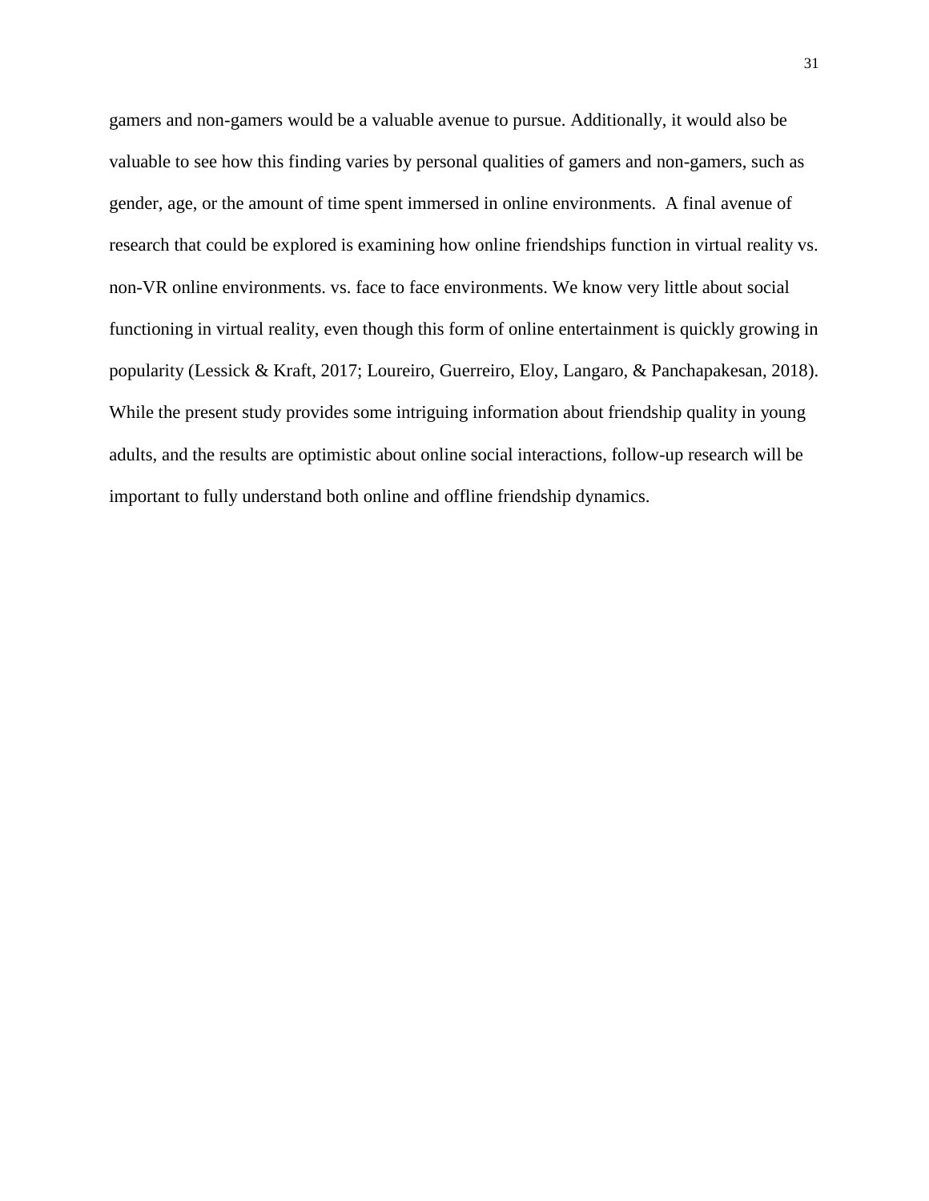gamers and non-gamers would be a valuable avenue to pursue. Additionally, it would also be valuable to see how this finding varies by personal qualities of gamers and non-gamers, such as gender, age, or the amount of time spent immersed in online environments.  A final avenue of research that could be explored is examining how online friendships function in virtual reality vs. non-VR online environments. vs. face to face environments. We know very little about social functioning in virtual reality, even though this form of online entertainment is quickly growing in popularity (Lessick & Kraft, 2017; Loureiro, Guerreiro, Eloy, Langaro, & Panchapakesan, 2018). While the present study provides some intriguing information about friendship quality in young adults, and the results are optimistic about online social interactions, follow-up research will be important to fully understand both online and offline friendship dynamics.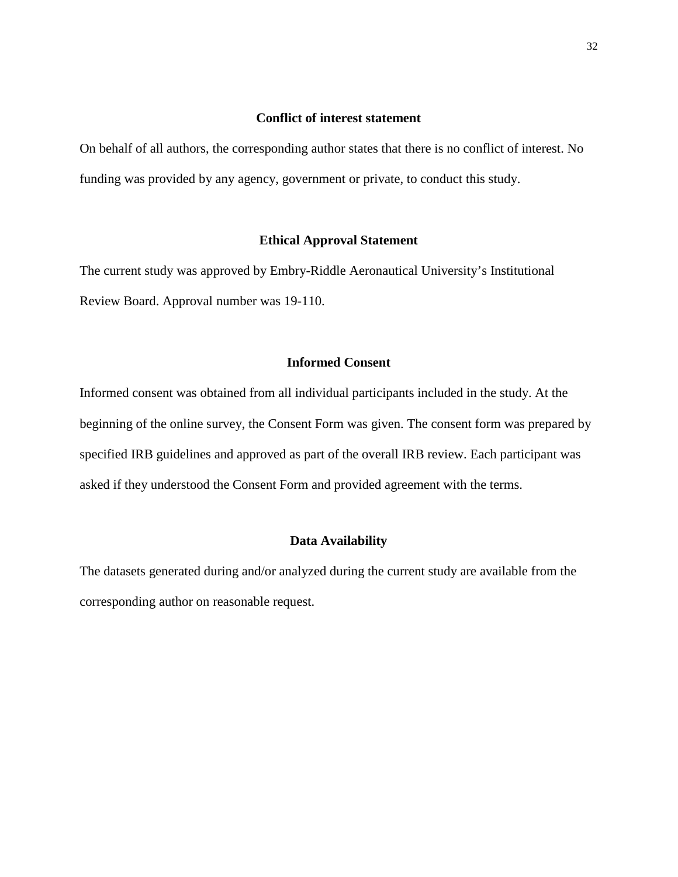## Conflict of interest statement

On behalf of all authors, the corresponding author states that there is no conflict of interest. No funding was provided by any agency, government or private, to conduct this study.

## Ethical Approval Statement

The current study was approved by Embry-Riddle Aeronautical University's Institutional Review Board. Approval number was 19-110.

## Informed Consent

Informed consent was obtained from all individual participants included in the study. At the beginning of the online survey, the Consent Form was given. The consent form was prepared by specified IRB guidelines and approved as part of the overall IRB review. Each participant was asked if they understood the Consent Form and provided agreement with the terms.

## Data Availability

The datasets generated during and/or analyzed during the current study are available from the corresponding author on reasonable request.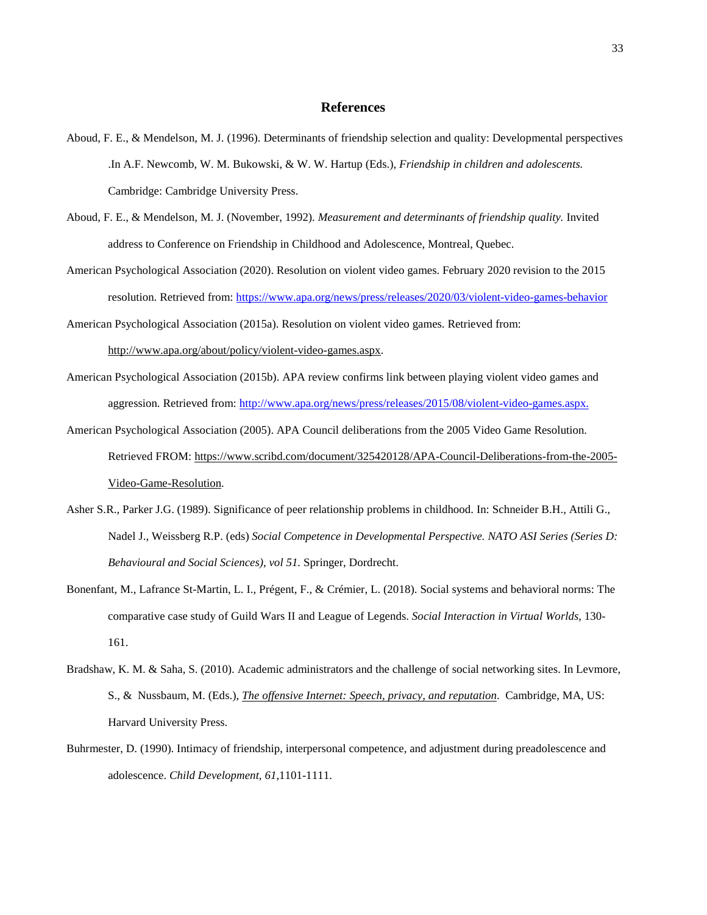# References

Aboud, F. E., & Mendelson, M. J. (1996). Determinants of friendship selection and quality: Developmental perspectives .In A.F. Newcomb, W. M. Bukowski, & W. W. Hartup (Eds.), *Friendship in children and adolescents.* Cambridge: Cambridge University Press.

Aboud, F. E., & Mendelson, M. J. (November, 1992). *Measurement and determinants of friendship quality.* Invited address to Conference on Friendship in Childhood and Adolescence, Montreal, Quebec.

American Psychological Association (2020). Resolution on violent video games. February 2020 revision to the 2015 resolution. Retrieved from: https://www.apa.org/news/press/releases/2020/03/violent-video-games-behavior

American Psychological Association (2015a). Resolution on violent video games. Retrieved from: http://www.apa.org/about/policy/violent-video-games.aspx.

American Psychological Association (2015b). APA review confirms link between playing violent video games and aggression. Retrieved from: http://www.apa.org/news/press/releases/2015/08/violent-video-games.aspx.

American Psychological Association (2005). APA Council deliberations from the 2005 Video Game Resolution. Retrieved FROM: https://www.scribd.com/document/325420128/APA-Council-Deliberations-from-the-2005-Video-Game-Resolution.

Asher S.R., Parker J.G. (1989). Significance of peer relationship problems in childhood. In: Schneider B.H., Attili G., Nadel J., Weissberg R.P. (eds) *Social Competence in Developmental Perspective. NATO ASI Series (Series D: Behavioural and Social Sciences), vol 51.* Springer, Dordrecht.

Bonenfant, M., Lafrance St-Martin, L. I., Prégent, F., & Crémier, L. (2018). Social systems and behavioral norms: The comparative case study of Guild Wars II and League of Legends. *Social Interaction in Virtual Worlds*, 130-161.

Bradshaw, K. M. & Saha, S. (2010). Academic administrators and the challenge of social networking sites. In Levmore, S., & Nussbaum, M. (Eds.), *The offensive Internet: Speech, privacy, and reputation*. Cambridge, MA, US: Harvard University Press.

Buhrmester, D. (1990). Intimacy of friendship, interpersonal competence, and adjustment during preadolescence and adolescence. *Child Development, 61*,1101-1111.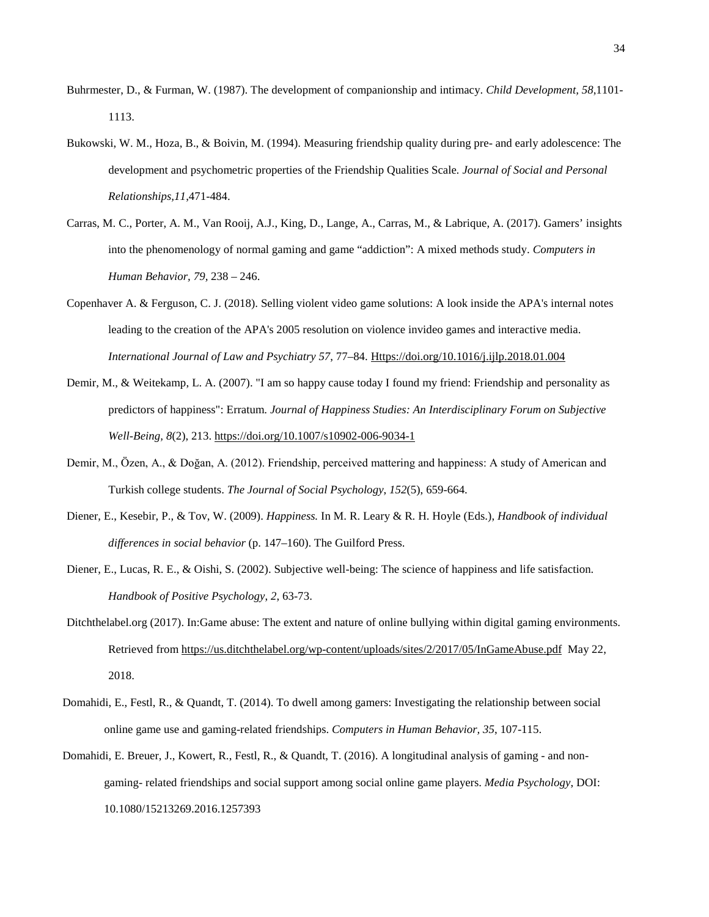Buhrmester, D., & Furman, W. (1987). The development of companionship and intimacy. *Child Development, 58*,1101-1113.

Bukowski, W. M., Hoza, B., & Boivin, M. (1994). Measuring friendship quality during pre- and early adolescence: The development and psychometric properties of the Friendship Qualities Scale. *Journal of Social and Personal Relationships,11*,471-484.

Carras, M. C., Porter, A. M., Van Rooij, A.J., King, D., Lange, A., Carras, M., & Labrique, A. (2017). Gamers' insights into the phenomenology of normal gaming and game "addiction": A mixed methods study. *Computers in Human Behavior, 79*, 238 – 246.

Copenhaver A. & Ferguson, C. J. (2018). Selling violent video game solutions: A look inside the APA's internal notes leading to the creation of the APA's 2005 resolution on violence invideo games and interactive media. *International Journal of Law and Psychiatry 57*, 77–84. Https://doi.org/10.1016/j.ijlp.2018.01.004

Demir, M., & Weitekamp, L. A. (2007). "I am so happy cause today I found my friend: Friendship and personality as predictors of happiness": Erratum. *Journal of Happiness Studies: An Interdisciplinary Forum on Subjective Well-Being, 8*(2), 213. https://doi.org/10.1007/s10902-006-9034-1

Demir, M., Özen, A., & Doğan, A. (2012). Friendship, perceived mattering and happiness: A study of American and Turkish college students. *The Journal of Social Psychology, 152*(5), 659-664.

Diener, E., Kesebir, P., & Tov, W. (2009). *Happiness.* In M. R. Leary & R. H. Hoyle (Eds.), *Handbook of individual differences in social behavior* (p. 147–160). The Guilford Press.

Diener, E., Lucas, R. E., & Oishi, S. (2002). Subjective well-being: The science of happiness and life satisfaction. *Handbook of Positive Psychology, 2*, 63-73.

Ditchthelabel.org (2017). In:Game abuse: The extent and nature of online bullying within digital gaming environments. Retrieved from https://us.ditchthelabel.org/wp-content/uploads/sites/2/2017/05/InGameAbuse.pdf May 22, 2018.

Domahidi, E., Festl, R., & Quandt, T. (2014). To dwell among gamers: Investigating the relationship between social online game use and gaming-related friendships. *Computers in Human Behavior, 35*, 107-115.

Domahidi, E. Breuer, J., Kowert, R., Festl, R., & Quandt, T. (2016). A longitudinal analysis of gaming - and non-gaming- related friendships and social support among social online game players. *Media Psychology*, DOI: 10.1080/15213269.2016.1257393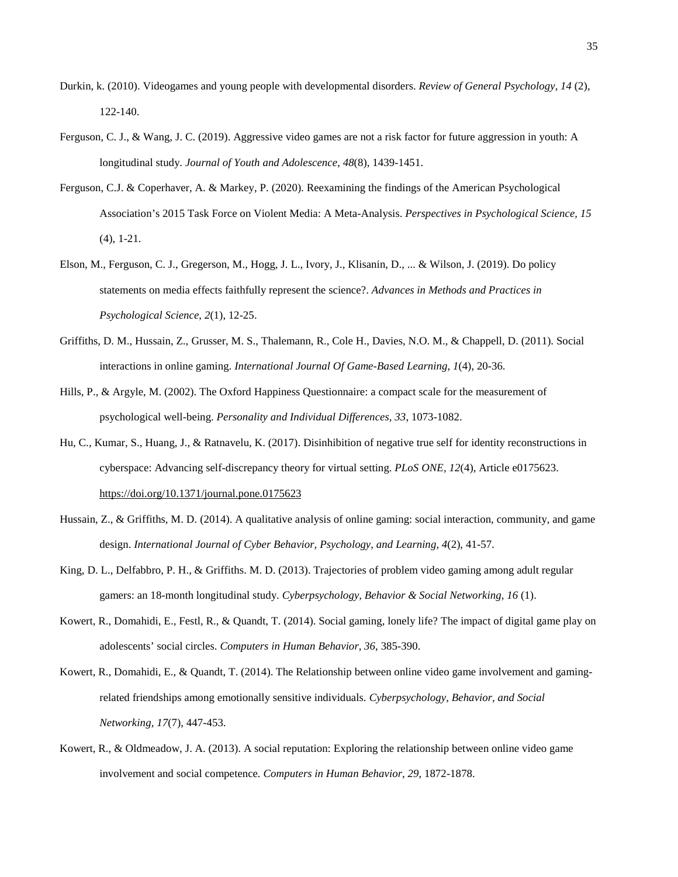Durkin, k. (2010). Videogames and young people with developmental disorders. *Review of General Psychology, 14* (2), 122-140.

Ferguson, C. J., & Wang, J. C. (2019). Aggressive video games are not a risk factor for future aggression in youth: A longitudinal study. *Journal of Youth and Adolescence*, *48*(8), 1439-1451.

Ferguson, C.J. & Coperhaver, A. & Markey, P. (2020). Reexamining the findings of the American Psychological Association's 2015 Task Force on Violent Media: A Meta-Analysis. *Perspectives in Psychological Science, 15* (4), 1-21.

Elson, M., Ferguson, C. J., Gregerson, M., Hogg, J. L., Ivory, J., Klisanin, D., ... & Wilson, J. (2019). Do policy statements on media effects faithfully represent the science?. *Advances in Methods and Practices in Psychological Science*, *2*(1), 12-25.

Griffiths, D. M., Hussain, Z., Grusser, M. S., Thalemann, R., Cole H., Davies, N.O. M., & Chappell, D. (2011). Social interactions in online gaming. *International Journal Of Game-Based Learning, 1*(4), 20-36.

Hills, P., & Argyle, M. (2002). The Oxford Happiness Questionnaire: a compact scale for the measurement of psychological well-being. *Personality and Individual Differences, 33*, 1073-1082.

Hu, C., Kumar, S., Huang, J., & Ratnavelu, K. (2017). Disinhibition of negative true self for identity reconstructions in cyberspace: Advancing self-discrepancy theory for virtual setting. *PLoS ONE, 12*(4), Article e0175623. https://doi.org/10.1371/journal.pone.0175623

Hussain, Z., & Griffiths, M. D. (2014). A qualitative analysis of online gaming: social interaction, community, and game design. *International Journal of Cyber Behavior, Psychology, and Learning, 4*(2), 41-57.

King, D. L., Delfabbro, P. H., & Griffiths. M. D. (2013). Trajectories of problem video gaming among adult regular gamers: an 18-month longitudinal study. *Cyberpsychology, Behavior & Social Networking, 16* (1).

Kowert, R., Domahidi, E., Festl, R., & Quandt, T. (2014). Social gaming, lonely life? The impact of digital game play on adolescents' social circles. *Computers in Human Behavior, 36*, 385-390.

Kowert, R., Domahidi, E., & Quandt, T. (2014). The Relationship between online video game involvement and gaming-related friendships among emotionally sensitive individuals. *Cyberpsychology, Behavior, and Social Networking, 17*(7), 447-453.

Kowert, R., & Oldmeadow, J. A. (2013). A social reputation: Exploring the relationship between online video game involvement and social competence. *Computers in Human Behavior, 29*, 1872-1878.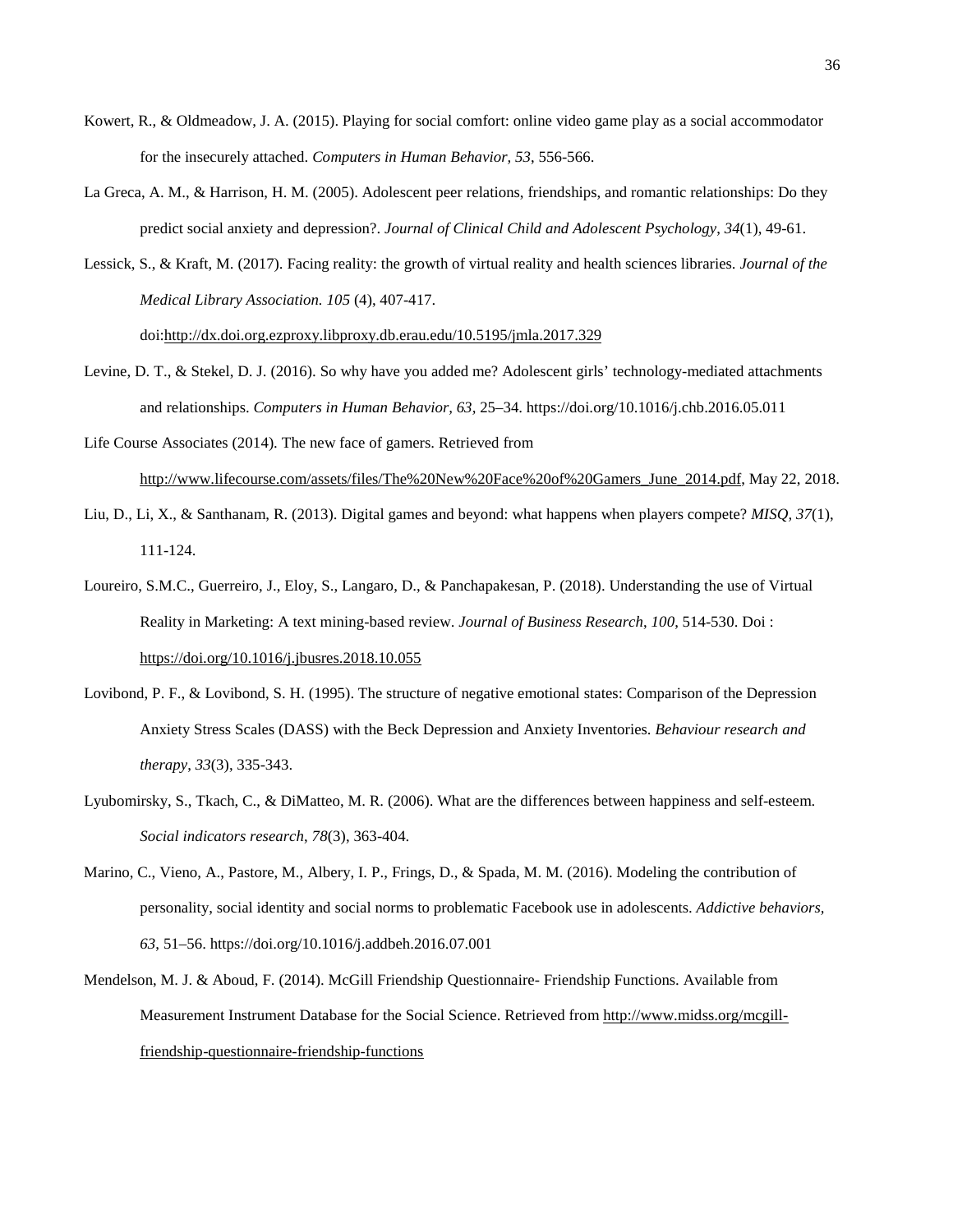Kowert, R., & Oldmeadow, J. A. (2015). Playing for social comfort: online video game play as a social accommodator for the insecurely attached. *Computers in Human Behavior, 53*, 556-566.

La Greca, A. M., & Harrison, H. M. (2005). Adolescent peer relations, friendships, and romantic relationships: Do they predict social anxiety and depression?. *Journal of Clinical Child and Adolescent Psychology*, *34*(1), 49-61.

Lessick, S., & Kraft, M. (2017). Facing reality: the growth of virtual reality and health sciences libraries. *Journal of the Medical Library Association. 105* (4), 407-417. doi:http://dx.doi.org.ezproxy.libproxy.db.erau.edu/10.5195/jmla.2017.329

Levine, D. T., & Stekel, D. J. (2016). So why have you added me? Adolescent girls' technology-mediated attachments and relationships. *Computers in Human Behavior, 63*, 25–34. https://doi.org/10.1016/j.chb.2016.05.011

Life Course Associates (2014). The new face of gamers. Retrieved from http://www.lifecourse.com/assets/files/The%20New%20Face%20of%20Gamers_June_2014.pdf, May 22, 2018.

Liu, D., Li, X., & Santhanam, R. (2013). Digital games and beyond: what happens when players compete? *MISQ, 37*(1), 111-124.

Loureiro, S.M.C., Guerreiro, J., Eloy, S., Langaro, D., & Panchapakesan, P. (2018). Understanding the use of Virtual Reality in Marketing: A text mining-based review. *Journal of Business Research*, *100*, 514-530. Doi : https://doi.org/10.1016/j.jbusres.2018.10.055

Lovibond, P. F., & Lovibond, S. H. (1995). The structure of negative emotional states: Comparison of the Depression Anxiety Stress Scales (DASS) with the Beck Depression and Anxiety Inventories. *Behaviour research and therapy*, *33*(3), 335-343.

Lyubomirsky, S., Tkach, C., & DiMatteo, M. R. (2006). What are the differences between happiness and self-esteem. *Social indicators research*, *78*(3), 363-404.

Marino, C., Vieno, A., Pastore, M., Albery, I. P., Frings, D., & Spada, M. M. (2016). Modeling the contribution of personality, social identity and social norms to problematic Facebook use in adolescents. *Addictive behaviors, 63*, 51–56. https://doi.org/10.1016/j.addbeh.2016.07.001

Mendelson, M. J. & Aboud, F. (2014). McGill Friendship Questionnaire- Friendship Functions. Available from Measurement Instrument Database for the Social Science. Retrieved from http://www.midss.org/mcgill-friendship-questionnaire-friendship-functions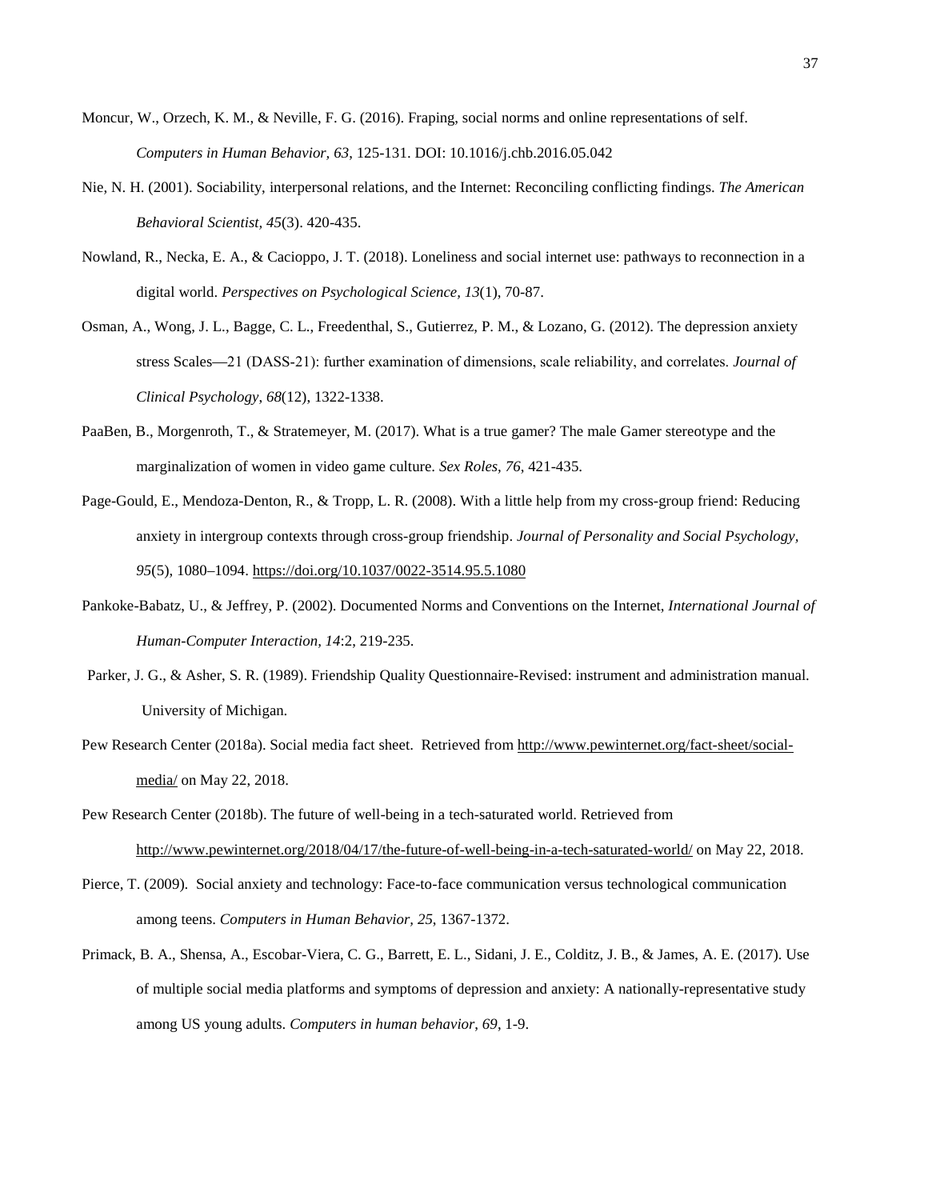Moncur, W., Orzech, K. M., & Neville, F. G. (2016). Fraping, social norms and online representations of self. *Computers in Human Behavior, 63*, 125-131. DOI: 10.1016/j.chb.2016.05.042

Nie, N. H. (2001). Sociability, interpersonal relations, and the Internet: Reconciling conflicting findings. *The American Behavioral Scientist*, *45*(3). 420-435.

Nowland, R., Necka, E. A., & Cacioppo, J. T. (2018). Loneliness and social internet use: pathways to reconnection in a digital world. *Perspectives on Psychological Science*, *13*(1), 70-87.

Osman, A., Wong, J. L., Bagge, C. L., Freedenthal, S., Gutierrez, P. M., & Lozano, G. (2012). The depression anxiety stress Scales—21 (DASS‐21): further examination of dimensions, scale reliability, and correlates. *Journal of Clinical Psychology*, *68*(12), 1322-1338.

PaaBen, B., Morgenroth, T., & Stratemeyer, M. (2017). What is a true gamer? The male Gamer stereotype and the marginalization of women in video game culture. *Sex Roles, 76*, 421-435.

Page-Gould, E., Mendoza-Denton, R., & Tropp, L. R. (2008). With a little help from my cross-group friend: Reducing anxiety in intergroup contexts through cross-group friendship. *Journal of Personality and Social Psychology*, *95*(5), 1080–1094. https://doi.org/10.1037/0022-3514.95.5.1080

Pankoke-Babatz, U., & Jeffrey, P. (2002). Documented Norms and Conventions on the Internet, *International Journal of Human-Computer Interaction, 14*:2, 219-235.

Parker, J. G., & Asher, S. R. (1989). Friendship Quality Questionnaire-Revised: instrument and administration manual. University of Michigan.

Pew Research Center (2018a). Social media fact sheet. Retrieved from http://www.pewinternet.org/fact-sheet/social-media/ on May 22, 2018.

Pew Research Center (2018b). The future of well-being in a tech-saturated world. Retrieved from http://www.pewinternet.org/2018/04/17/the-future-of-well-being-in-a-tech-saturated-world/ on May 22, 2018.

Pierce, T. (2009). Social anxiety and technology: Face-to-face communication versus technological communication among teens. *Computers in Human Behavior, 25,* 1367-1372.

Primack, B. A., Shensa, A., Escobar-Viera, C. G., Barrett, E. L., Sidani, J. E., Colditz, J. B., & James, A. E. (2017). Use of multiple social media platforms and symptoms of depression and anxiety: A nationally-representative study among US young adults. *Computers in human behavior*, *69*, 1-9.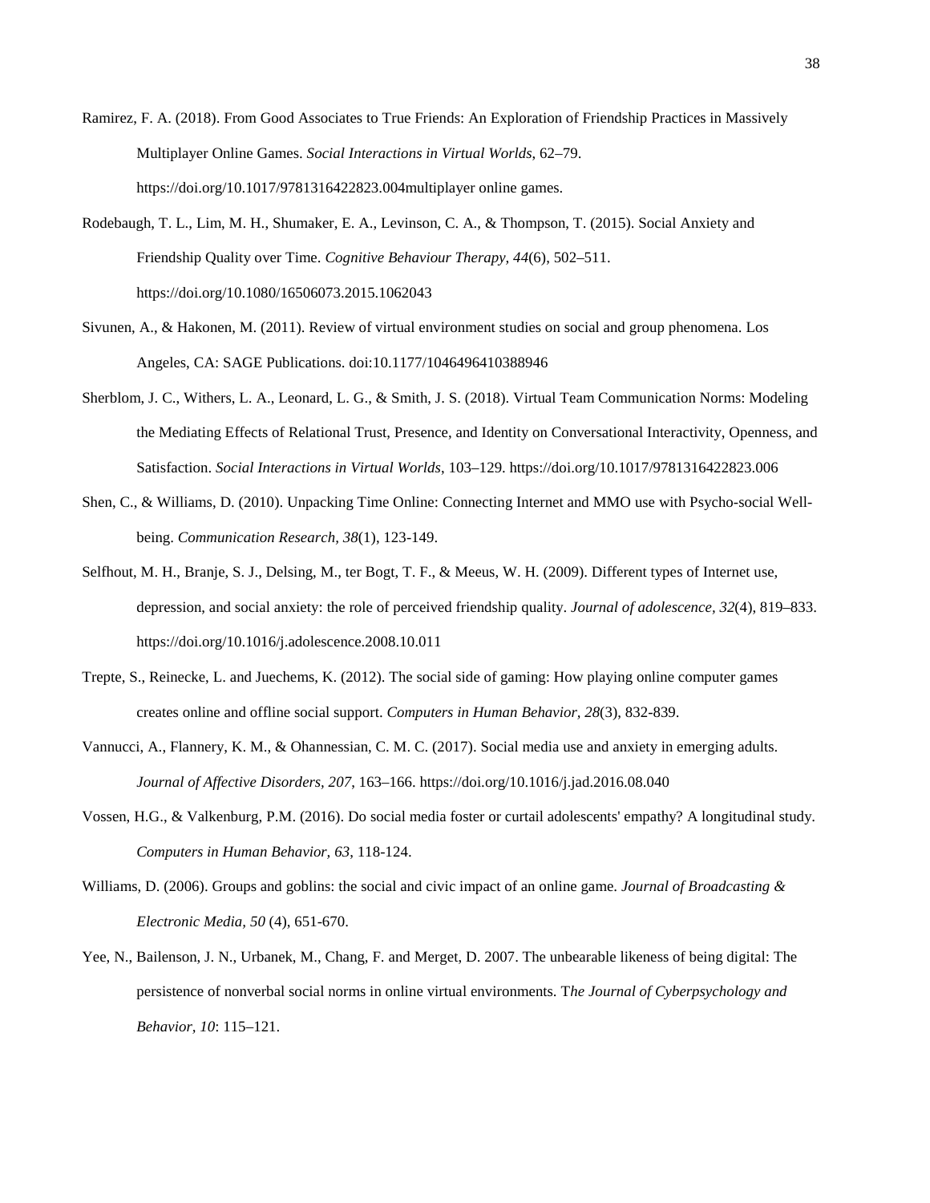Ramirez, F. A. (2018). From Good Associates to True Friends: An Exploration of Friendship Practices in Massively Multiplayer Online Games. *Social Interactions in Virtual Worlds*, 62–79. https://doi.org/10.1017/9781316422823.004multiplayer online games.

Rodebaugh, T. L., Lim, M. H., Shumaker, E. A., Levinson, C. A., & Thompson, T. (2015). Social Anxiety and Friendship Quality over Time. *Cognitive Behaviour Therapy, 44*(6), 502–511. https://doi.org/10.1080/16506073.2015.1062043

Sivunen, A., & Hakonen, M. (2011). Review of virtual environment studies on social and group phenomena. Los Angeles, CA: SAGE Publications. doi:10.1177/1046496410388946

Sherblom, J. C., Withers, L. A., Leonard, L. G., & Smith, J. S. (2018). Virtual Team Communication Norms: Modeling the Mediating Effects of Relational Trust, Presence, and Identity on Conversational Interactivity, Openness, and Satisfaction. *Social Interactions in Virtual Worlds*, 103–129. https://doi.org/10.1017/9781316422823.006

Shen, C., & Williams, D. (2010). Unpacking Time Online: Connecting Internet and MMO use with Psycho-social Well-being. *Communication Research, 38*(1), 123-149.

Selfhout, M. H., Branje, S. J., Delsing, M., ter Bogt, T. F., & Meeus, W. H. (2009). Different types of Internet use, depression, and social anxiety: the role of perceived friendship quality. *Journal of adolescence*, *32*(4), 819–833. https://doi.org/10.1016/j.adolescence.2008.10.011

Trepte, S., Reinecke, L. and Juechems, K. (2012). The social side of gaming: How playing online computer games creates online and offline social support. *Computers in Human Behavior, 28*(3), 832-839.

Vannucci, A., Flannery, K. M., & Ohannessian, C. M. C. (2017). Social media use and anxiety in emerging adults. *Journal of Affective Disorders, 207*, 163–166. https://doi.org/10.1016/j.jad.2016.08.040

Vossen, H.G., & Valkenburg, P.M. (2016). Do social media foster or curtail adolescents' empathy? A longitudinal study. *Computers in Human Behavior, 63*, 118-124.

Williams, D. (2006). Groups and goblins: the social and civic impact of an online game. *Journal of Broadcasting & Electronic Media, 50* (4), 651-670.

Yee, N., Bailenson, J. N., Urbanek, M., Chang, F. and Merget, D. 2007. The unbearable likeness of being digital: The persistence of nonverbal social norms in online virtual environments. T*he Journal of Cyberpsychology and Behavior, 10*: 115–121.